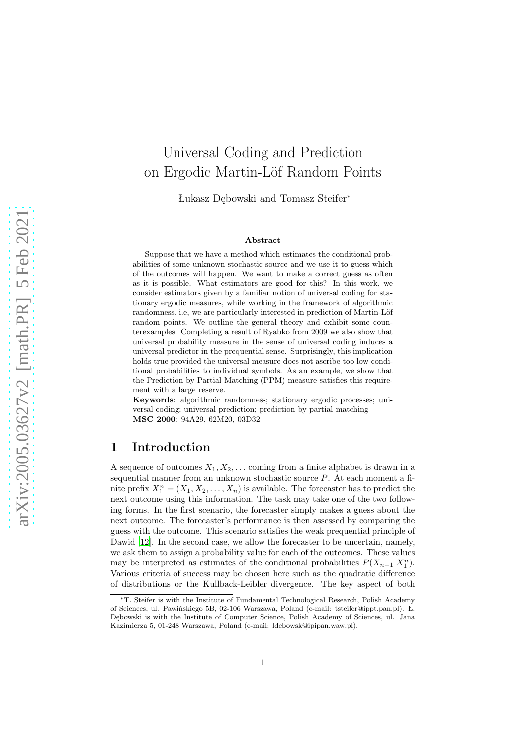# Universal Coding and Prediction on Ergodic Martin-Löf Random Points

Łukasz Dębowski and Tomasz Steifer*

### Abstract

Suppose that we have a method which estimates the conditional probabilities of some unknown stochastic source and we use it to guess which of the outcomes will happen. We want to make a correct guess as often as it is possible. What estimators are good for this? In this work, we consider estimators given by a familiar notion of universal coding for stationary ergodic measures, while working in the framework of algorithmic randomness, i.e, we are particularly interested in prediction of Martin-Löf random points. We outline the general theory and exhibit some counterexamples. Completing a result of Ryabko from 2009 we also show that universal probability measure in the sense of universal coding induces a universal predictor in the prequential sense. Surprisingly, this implication holds true provided the universal measure does not ascribe too low conditional probabilities to individual symbols. As an example, we show that the Prediction by Partial Matching (PPM) measure satisfies this requirement with a large reserve.

**Keywords**: algorithmic randomness; stationary ergodic processes; universal coding; universal prediction; prediction by partial matching

**MSC 2000**: 94A29, 62M20, 03D32

## 1 Introduction

A sequence of outcomes $X_1, X_2, \ldots$ coming from a finite alphabet is drawn in a sequential manner from an unknown stochastic source $P$. At each moment a finite prefix $X_1^n = (X_1, X_2, \ldots, X_n)$ is available. The forecaster has to predict the next outcome using this information. The task may take one of the two following forms. In the first scenario, the forecaster simply makes a guess about the next outcome. The forecaster's performance is then assessed by comparing the guess with the outcome. This scenario satisfies the weak prequential principle of Dawid [12]. In the second case, we allow the forecaster to be uncertain, namely, we ask them to assign a probability value for each of the outcomes. These values may be interpreted as estimates of the conditional probabilities $P(X_{n+1}|X_1^n)$. Various criteria of success may be chosen here such as the quadratic difference of distributions or the Kullback-Leibler divergence. The key aspect of both

---

*T. Steifer is with the Institute of Fundamental Technological Research, Polish Academy of Sciences, ul. Pawińskiego 5B, 02-106 Warszawa, Poland (e-mail: tsteifer@ippt.pan.pl). Ł. Dębowski is with the Institute of Computer Science, Polish Academy of Sciences, ul. Jana Kazimierza 5, 01-248 Warszawa, Poland (e-mail: ldebowsk@ipipan.waw.pl).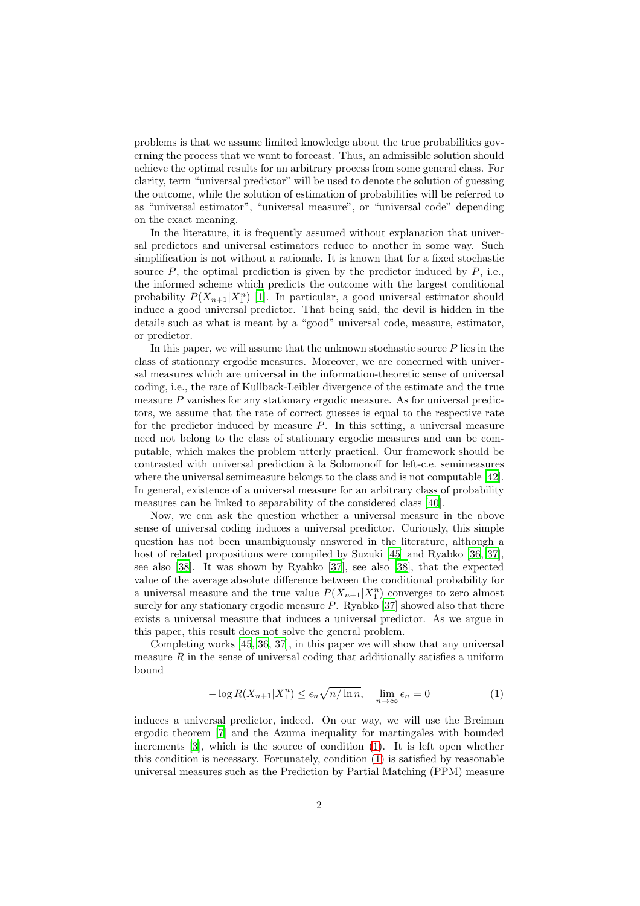problems is that we assume limited knowledge about the true probabilities governing the process that we want to forecast. Thus, an admissible solution should achieve the optimal results for an arbitrary process from some general class. For clarity, term "universal predictor" will be used to denote the solution of guessing the outcome, while the solution of estimation of probabilities will be referred to as "universal estimator", "universal measure", or "universal code" depending on the exact meaning.

In the literature, it is frequently assumed without explanation that universal predictors and universal estimators reduce to another in some way. Such simplification is not without a rationale. It is known that for a fixed stochastic source $P$, the optimal prediction is given by the predictor induced by $P$, i.e., the informed scheme which predicts the outcome with the largest conditional probability $P(X_{n+1}|X_1^n)$ [1]. In particular, a good universal estimator should induce a good universal predictor. That being said, the devil is hidden in the details such as what is meant by a "good" universal code, measure, estimator, or predictor.

In this paper, we will assume that the unknown stochastic source $P$ lies in the class of stationary ergodic measures. Moreover, we are concerned with universal measures which are universal in the information-theoretic sense of universal coding, i.e., the rate of Kullback-Leibler divergence of the estimate and the true measure $P$ vanishes for any stationary ergodic measure. As for universal predictors, we assume that the rate of correct guesses is equal to the respective rate for the predictor induced by measure $P$. In this setting, a universal measure need not belong to the class of stationary ergodic measures and can be computable, which makes the problem utterly practical. Our framework should be contrasted with universal prediction à la Solomonoff for left-c.e. semimeasures where the universal semimeasure belongs to the class and is not computable [42]. In general, existence of a universal measure for an arbitrary class of probability measures can be linked to separability of the considered class [40].

Now, we can ask the question whether a universal measure in the above sense of universal coding induces a universal predictor. Curiously, this simple question has not been unambiguously answered in the literature, although a host of related propositions were compiled by Suzuki [45] and Ryabko [36, 37], see also [38]. It was shown by Ryabko [37], see also [38], that the expected value of the average absolute difference between the conditional probability for a universal measure and the true value $P(X_{n+1}|X_1^n)$ converges to zero almost surely for any stationary ergodic measure $P$. Ryabko [37] showed also that there exists a universal measure that induces a universal predictor. As we argue in this paper, this result does not solve the general problem.

Completing works [45, 36, 37], in this paper we will show that any universal measure $R$ in the sense of universal coding that additionally satisfies a uniform bound

$$-\log R(X_{n+1}|X_1^n) \le \epsilon_n \sqrt{n/\ln n}, \quad \lim_{n\to\infty} \epsilon_n = 0 \tag{1}$$

induces a universal predictor, indeed. On our way, we will use the Breiman ergodic theorem [7] and the Azuma inequality for martingales with bounded increments [3], which is the source of condition (1). It is left open whether this condition is necessary. Fortunately, condition (1) is satisfied by reasonable universal measures such as the Prediction by Partial Matching (PPM) measure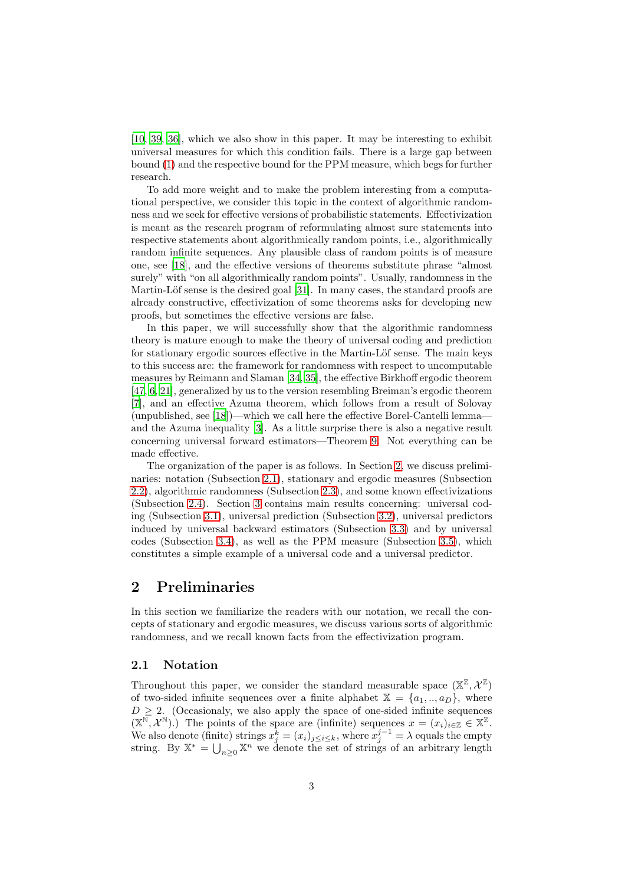[10, 39, 36], which we also show in this paper. It may be interesting to exhibit universal measures for which this condition fails. There is a large gap between bound (1) and the respective bound for the PPM measure, which begs for further research.

To add more weight and to make the problem interesting from a computational perspective, we consider this topic in the context of algorithmic randomness and we seek for effective versions of probabilistic statements. Effectivization is meant as the research program of reformulating almost sure statements into respective statements about algorithmically random points, i.e., algorithmically random infinite sequences. Any plausible class of random points is of measure one, see [18], and the effective versions of theorems substitute phrase "almost surely" with "on all algorithmically random points". Usually, randomness in the Martin-Löf sense is the desired goal [31]. In many cases, the standard proofs are already constructive, effectivization of some theorems asks for developing new proofs, but sometimes the effective versions are false.

In this paper, we will successfully show that the algorithmic randomness theory is mature enough to make the theory of universal coding and prediction for stationary ergodic sources effective in the Martin-Löf sense. The main keys to this success are: the framework for randomness with respect to uncomputable measures by Reimann and Slaman [34, 35], the effective Birkhoff ergodic theorem [47, 6, 21], generalized by us to the version resembling Breiman's ergodic theorem [7], and an effective Azuma theorem, which follows from a result of Solovay (unpublished, see [18])—which we call here the effective Borel-Cantelli lemma—and the Azuma inequality [3]. As a little surprise there is also a negative result concerning universal forward estimators—Theorem 9. Not everything can be made effective.

The organization of the paper is as follows. In Section 2, we discuss preliminaries: notation (Subsection 2.1), stationary and ergodic measures (Subsection 2.2), algorithmic randomness (Subsection 2.3), and some known effectivizations (Subsection 2.4). Section 3 contains main results concerning: universal coding (Subsection 3.1), universal prediction (Subsection 3.2), universal predictors induced by universal backward estimators (Subsection 3.3) and by universal codes (Subsection 3.4), as well as the PPM measure (Subsection 3.5), which constitutes a simple example of a universal code and a universal predictor.

## 2 Preliminaries

In this section we familiarize the readers with our notation, we recall the concepts of stationary and ergodic measures, we discuss various sorts of algorithmic randomness, and we recall known facts from the effectivization program.

### 2.1 Notation

Throughout this paper, we consider the standard measurable space $(\mathbb{X}^{\mathbb{Z}}, \mathcal{X}^{\mathbb{Z}})$ of two-sided infinite sequences over a finite alphabet $\mathbb{X} = \{a_1, .., a_D\}$, where $D \geq 2$. (Occasionaly, we also apply the space of one-sided infinite sequences $(\mathbb{X}^{\mathbb{N}}, \mathcal{X}^{\mathbb{N}})$.) The points of the space are (infinite) sequences $x = (x_i)_{i\in\mathbb{Z}} \in \mathbb{X}^{\mathbb{Z}}$. We also denote (finite) strings $x_j^k = (x_i)_{j\leq i\leq k}$, where $x_j^{j-1} = \lambda$ equals the empty string. By $\mathbb{X}^* = \bigcup_{n\geq 0} \mathbb{X}^n$ we denote the set of strings of an arbitrary length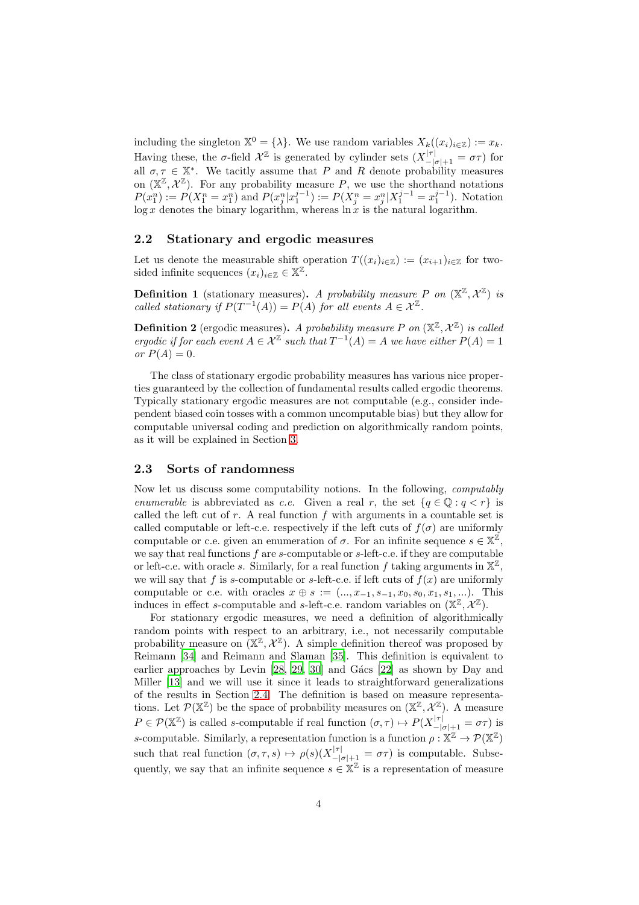including the singleton $\mathbb{X}^0 = \{\lambda\}$. We use random variables $X_k((x_i)_{i\in\mathbb{Z}}) := x_k$. Having these, the $\sigma$-field $\mathcal{X}^{\mathbb{Z}}$ is generated by cylinder sets $(X_{-|\sigma|+1}^{|\tau|} = \sigma\tau)$ for all $\sigma, \tau \in \mathbb{X}^*$. We tacitly assume that $P$ and $R$ denote probability measures on $(\mathbb{X}^{\mathbb{Z}}, \mathcal{X}^{\mathbb{Z}})$. For any probability measure $P$, we use the shorthand notations $P(x_1^n) := P(X_1^n = x_1^n)$ and $P(x_j^n|x_1^{j-1}) := P(X_j^n = x_j^n|X_1^{j-1} = x_1^{j-1})$. Notation $\log x$ denotes the binary logarithm, whereas $\ln x$ is the natural logarithm.

## 2.2 Stationary and ergodic measures

Let us denote the measurable shift operation $T((x_i)_{i\in\mathbb{Z}}) := (x_{i+1})_{i\in\mathbb{Z}}$ for two-sided infinite sequences $(x_i)_{i\in\mathbb{Z}} \in \mathbb{X}^{\mathbb{Z}}$.

**Definition 1** (stationary measures)**.** *A probability measure $P$ on $(\mathbb{X}^{\mathbb{Z}}, \mathcal{X}^{\mathbb{Z}})$ is called stationary if $P(T^{-1}(A)) = P(A)$ for all events $A \in \mathcal{X}^{\mathbb{Z}}$.*

**Definition 2** (ergodic measures)**.** *A probability measure $P$ on $(\mathbb{X}^{\mathbb{Z}}, \mathcal{X}^{\mathbb{Z}})$ is called ergodic if for each event $A \in \mathcal{X}^{\mathbb{Z}}$ such that $T^{-1}(A) = A$ we have either $P(A) = 1$ or $P(A) = 0$.*

The class of stationary ergodic probability measures has various nice properties guaranteed by the collection of fundamental results called ergodic theorems. Typically stationary ergodic measures are not computable (e.g., consider independent biased coin tosses with a common uncomputable bias) but they allow for computable universal coding and prediction on algorithmically random points, as it will be explained in Section 3.

## 2.3 Sorts of randomness

Now let us discuss some computability notions. In the following, *computably enumerable* is abbreviated as *c.e.* Given a real $r$, the set $\{q \in \mathbb{Q} : q < r\}$ is called the left cut of $r$. A real function $f$ with arguments in a countable set is called computable or left-c.e. respectively if the left cuts of $f(\sigma)$ are uniformly computable or c.e. given an enumeration of $\sigma$. For an infinite sequence $s \in \mathbb{X}^{\mathbb{Z}}$, we say that real functions $f$ are $s$-computable or $s$-left-c.e. if they are computable or left-c.e. with oracle $s$. Similarly, for a real function $f$ taking arguments in $\mathbb{X}^{\mathbb{Z}}$, we will say that $f$ is $s$-computable or $s$-left-c.e. if left cuts of $f(x)$ are uniformly computable or c.e. with oracles $x \oplus s := (..., x_{-1}, s_{-1}, x_0, s_0, x_1, s_1, ...)$. This induces in effect $s$-computable and $s$-left-c.e. random variables on $(\mathbb{X}^{\mathbb{Z}}, \mathcal{X}^{\mathbb{Z}})$.

For stationary ergodic measures, we need a definition of algorithmically random points with respect to an arbitrary, i.e., not necessarily computable probability measure on $(\mathbb{X}^{\mathbb{Z}}, \mathcal{X}^{\mathbb{Z}})$. A simple definition thereof was proposed by Reimann [34] and Reimann and Slaman [35]. This definition is equivalent to earlier approaches by Levin [28, 29, 30] and Gács [22] as shown by Day and Miller [13] and we will use it since it leads to straightforward generalizations of the results in Section 2.4. The definition is based on measure representations. Let $\mathcal{P}(\mathbb{X}^{\mathbb{Z}})$ be the space of probability measures on $(\mathbb{X}^{\mathbb{Z}}, \mathcal{X}^{\mathbb{Z}})$. A measure $P \in \mathcal{P}(\mathbb{X}^{\mathbb{Z}})$ is called $s$-computable if real function $(\sigma, \tau) \mapsto P(X_{-|\sigma|+1}^{|\tau|} = \sigma\tau)$ is $s$-computable. Similarly, a representation function is a function $\rho : \mathbb{X}^{\mathbb{Z}} \to \mathcal{P}(\mathbb{X}^{\mathbb{Z}})$ such that real function $(\sigma, \tau, s) \mapsto \rho(s)(X_{-|\sigma|+1}^{|\tau|} = \sigma\tau)$ is computable. Subsequently, we say that an infinite sequence $s \in \mathbb{X}^{\mathbb{Z}}$ is a representation of measure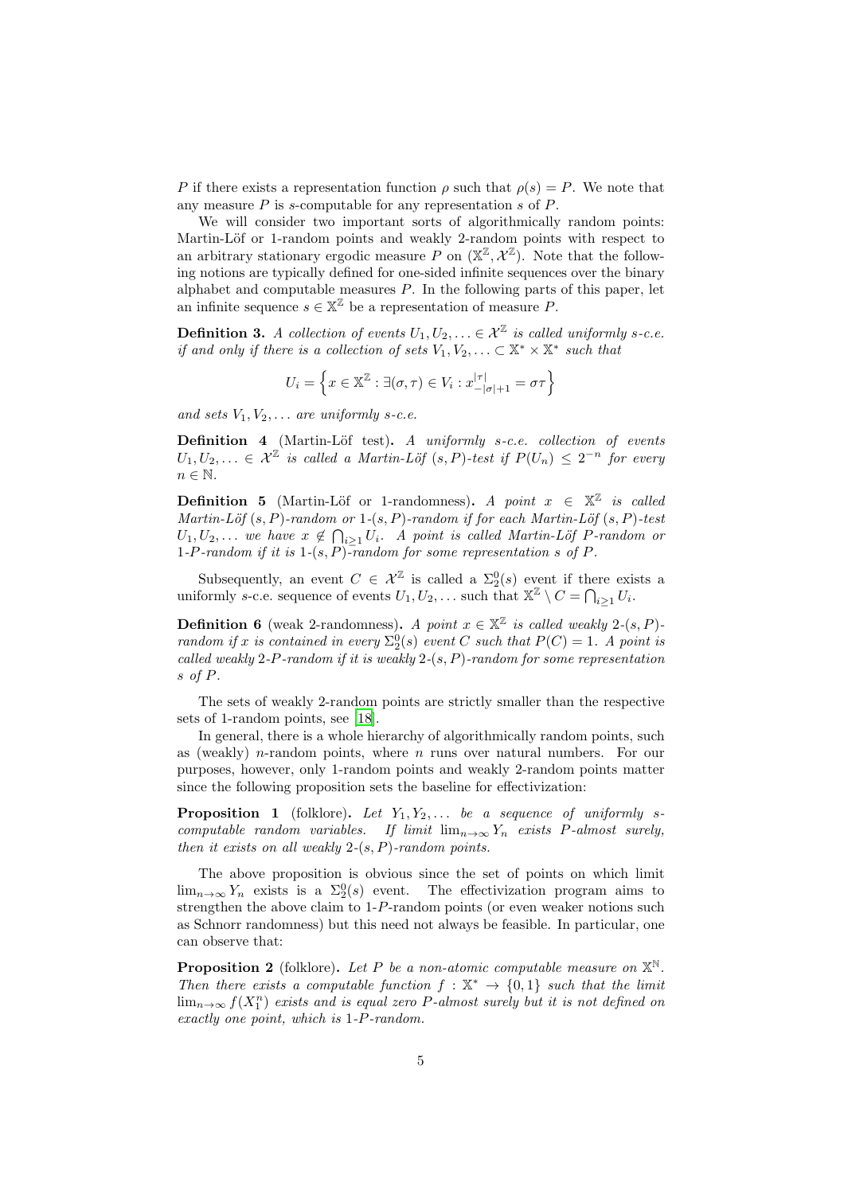$P$ if there exists a representation function $\rho$ such that $\rho(s) = P$. We note that any measure $P$ is $s$-computable for any representation $s$ of $P$.

We will consider two important sorts of algorithmically random points: Martin-Löf or 1-random points and weakly 2-random points with respect to an arbitrary stationary ergodic measure $P$ on $(\mathbb{X}^{\mathbb{Z}}, \mathcal{X}^{\mathbb{Z}})$. Note that the following notions are typically defined for one-sided infinite sequences over the binary alphabet and computable measures $P$. In the following parts of this paper, let an infinite sequence $s \in \mathbb{X}^{\mathbb{Z}}$ be a representation of measure $P$.

**Definition 3.** *A collection of events $U_1, U_2, \ldots \in \mathcal{X}^{\mathbb{Z}}$ is called uniformly $s$-c.e. if and only if there is a collection of sets $V_1, V_2, \ldots \subset \mathbb{X}^* \times \mathbb{X}^*$ such that*

$$U_i = \left\{ x \in \mathbb{X}^{\mathbb{Z}} : \exists (\sigma, \tau) \in V_i : x_{-|\sigma|+1}^{|\tau|} = \sigma\tau \right\}$$

*and sets $V_1, V_2, \ldots$ are uniformly $s$-c.e.*

**Definition 4** (Martin-Löf test)**.** *A uniformly $s$-c.e. collection of events $U_1, U_2, \ldots \in \mathcal{X}^{\mathbb{Z}}$ is called a Martin-Löf $(s, P)$-test if $P(U_n) \le 2^{-n}$ for every $n \in \mathbb{N}$.*

**Definition 5** (Martin-Löf or 1-randomness)**.** *A point $x \in \mathbb{X}^{\mathbb{Z}}$ is called Martin-Löf $(s, P)$-random or 1-$(s, P)$-random if for each Martin-Löf $(s, P)$-test $U_1, U_2, \ldots$ we have $x \notin \bigcap_{i \ge 1} U_i$. A point is called Martin-Löf $P$-random or 1-$P$-random if it is 1-$(s, P)$-random for some representation $s$ of $P$.*

Subsequently, an event $C \in \mathcal{X}^{\mathbb{Z}}$ is called a $\Sigma_2^0(s)$ event if there exists a uniformly $s$-c.e. sequence of events $U_1, U_2, \ldots$ such that $\mathbb{X}^{\mathbb{Z}} \setminus C = \bigcap_{i \ge 1} U_i$.

**Definition 6** (weak 2-randomness)**.** *A point $x \in \mathbb{X}^{\mathbb{Z}}$ is called weakly 2-$(s, P)$-random if $x$ is contained in every $\Sigma_2^0(s)$ event $C$ such that $P(C) = 1$. A point is called weakly 2-$P$-random if it is weakly 2-$(s, P)$-random for some representation $s$ of $P$.*

The sets of weakly 2-random points are strictly smaller than the respective sets of 1-random points, see [18].

In general, there is a whole hierarchy of algorithmically random points, such as (weakly) $n$-random points, where $n$ runs over natural numbers. For our purposes, however, only 1-random points and weakly 2-random points matter since the following proposition sets the baseline for effectivization:

**Proposition 1** (folklore)**.** *Let $Y_1, Y_2, \ldots$ be a sequence of uniformly $s$-computable random variables. If limit $\lim_{n \to \infty} Y_n$ exists $P$-almost surely, then it exists on all weakly 2-$(s, P)$-random points.*

The above proposition is obvious since the set of points on which limit $\lim_{n \to \infty} Y_n$ exists is a $\Sigma_2^0(s)$ event. The effectivization program aims to strengthen the above claim to 1-$P$-random points (or even weaker notions such as Schnorr randomness) but this need not always be feasible. In particular, one can observe that:

**Proposition 2** (folklore)**.** *Let $P$ be a non-atomic computable measure on $\mathbb{X}^{\mathbb{N}}$. Then there exists a computable function $f : \mathbb{X}^* \to \{0, 1\}$ such that the limit $\lim_{n \to \infty} f(X_1^n)$ exists and is equal zero $P$-almost surely but it is not defined on exactly one point, which is 1-$P$-random.*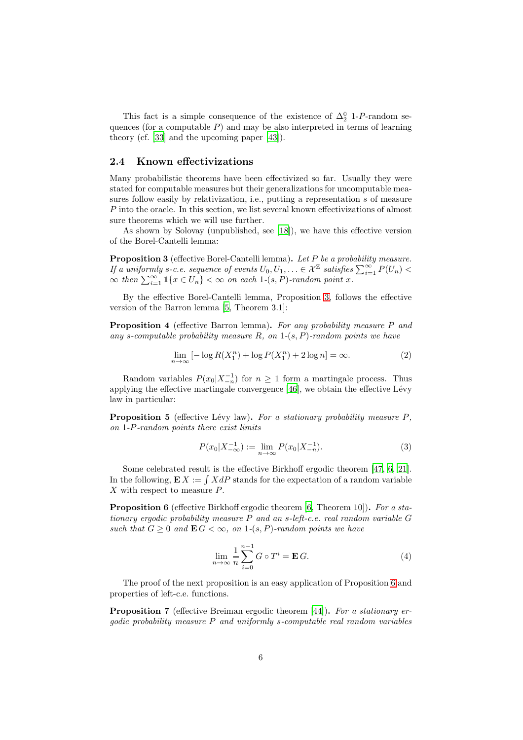This fact is a simple consequence of the existence of $\Delta_2^0$ 1-$P$-random sequences (for a computable $P$) and may be also interpreted in terms of learning theory (cf. [33] and the upcoming paper [43]).

## 2.4 Known effectivizations

Many probabilistic theorems have been effectivized so far. Usually they were stated for computable measures but their generalizations for uncomputable measures follow easily by relativization, i.e., putting a representation $s$ of measure $P$ into the oracle. In this section, we list several known effectivizations of almost sure theorems which we will use further.

As shown by Solovay (unpublished, see [18]), we have this effective version of the Borel-Cantelli lemma:

**Proposition 3** (effective Borel-Cantelli lemma)**.** *Let $P$ be a probability measure. If a uniformly $s$-c.e. sequence of events $U_0, U_1, \ldots \in \mathcal{X}^{\mathbb{Z}}$ satisfies $\sum_{i=1}^{\infty} P(U_n) < \infty$ then $\sum_{i=1}^{\infty} \mathbf{1}\{x \in U_n\} < \infty$ on each 1-$(s, P)$-random point $x$.*

By the effective Borel-Cantelli lemma, Proposition 3, follows the effective version of the Barron lemma [5, Theorem 3.1]:

**Proposition 4** (effective Barron lemma)**.** *For any probability measure $P$ and any $s$-computable probability measure $R$, on 1-$(s, P)$-random points we have*

$$\lim_{n\to\infty} \left[ -\log R(X_1^n) + \log P(X_1^n) + 2\log n \right] = \infty. \tag{2}$$

Random variables $P(x_0|X_{-n}^{-1})$ for $n \geq 1$ form a martingale process. Thus applying the effective martingale convergence [46], we obtain the effective Lévy law in particular:

**Proposition 5** (effective Lévy law)**.** *For a stationary probability measure $P$, on 1-$P$-random points there exist limits*

$$P(x_0|X_{-\infty}^{-1}) := \lim_{n\to\infty} P(x_0|X_{-n}^{-1}). \tag{3}$$

Some celebrated result is the effective Birkhoff ergodic theorem [47, 6, 21]. In the following, $\mathbf{E}\, X := \int X dP$ stands for the expectation of a random variable $X$ with respect to measure $P$.

**Proposition 6** (effective Birkhoff ergodic theorem [6, Theorem 10])**.** *For a stationary ergodic probability measure $P$ and an $s$-left-c.e. real random variable $G$ such that $G \geq 0$ and $\mathbf{E}\, G < \infty$, on 1-$(s, P)$-random points we have*

$$\lim_{n\to\infty} \frac{1}{n} \sum_{i=0}^{n-1} G \circ T^i = \mathbf{E}\, G. \tag{4}$$

The proof of the next proposition is an easy application of Proposition 6 and properties of left-c.e. functions.

**Proposition 7** (effective Breiman ergodic theorem [44])**.** *For a stationary ergodic probability measure $P$ and uniformly $s$-computable real random variables*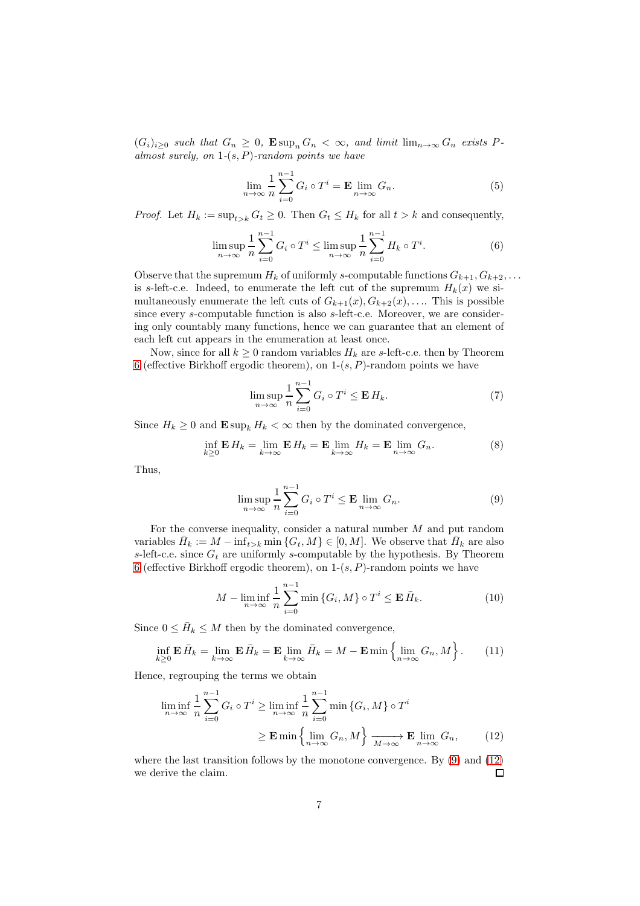$(G_i)_{i\geq 0}$ *such that* $G_n \geq 0$, $\mathbf{E}\sup_n G_n < \infty$, *and limit* $\lim_{n\to\infty} G_n$ *exists* $P$-*almost surely, on* 1-$(s,P)$-*random points we have*

$$\lim_{n\to\infty} \frac{1}{n}\sum_{i=0}^{n-1} G_i \circ T^i = \mathbf{E} \lim_{n\to\infty} G_n. \tag{5}$$

*Proof.* Let $H_k := \sup_{t>k} G_t \geq 0$. Then $G_t \leq H_k$ for all $t > k$ and consequently,

$$\limsup_{n\to\infty} \frac{1}{n}\sum_{i=0}^{n-1} G_i \circ T^i \leq \limsup_{n\to\infty} \frac{1}{n}\sum_{i=0}^{n-1} H_k \circ T^i. \tag{6}$$

Observe that the supremum $H_k$ of uniformly $s$-computable functions $G_{k+1}, G_{k+2}, \ldots$ is $s$-left-c.e. Indeed, to enumerate the left cut of the supremum $H_k(x)$ we simultaneously enumerate the left cuts of $G_{k+1}(x), G_{k+2}(x), \ldots$. This is possible since every $s$-computable function is also $s$-left-c.e. Moreover, we are considering only countably many functions, hence we can guarantee that an element of each left cut appears in the enumeration at least once.

Now, since for all $k \geq 0$ random variables $H_k$ are $s$-left-c.e. then by Theorem 6 (effective Birkhoff ergodic theorem), on 1-$(s,P)$-random points we have

$$\limsup_{n\to\infty} \frac{1}{n}\sum_{i=0}^{n-1} G_i \circ T^i \leq \mathbf{E}\, H_k. \tag{7}$$

Since $H_k \geq 0$ and $\mathbf{E}\sup_k H_k < \infty$ then by the dominated convergence,

$$\inf_{k\geq 0} \mathbf{E}\, H_k = \lim_{k\to\infty} \mathbf{E}\, H_k = \mathbf{E} \lim_{k\to\infty} H_k = \mathbf{E} \lim_{n\to\infty} G_n. \tag{8}$$

Thus,

$$\limsup_{n\to\infty} \frac{1}{n}\sum_{i=0}^{n-1} G_i \circ T^i \leq \mathbf{E} \lim_{n\to\infty} G_n. \tag{9}$$

For the converse inequality, consider a natural number $M$ and put random variables $\bar{H}_k := M - \inf_{t>k} \min\{G_t, M\} \in [0, M]$. We observe that $\bar{H}_k$ are also $s$-left-c.e. since $G_t$ are uniformly $s$-computable by the hypothesis. By Theorem 6 (effective Birkhoff ergodic theorem), on 1-$(s,P)$-random points we have

$$M - \liminf_{n\to\infty} \frac{1}{n}\sum_{i=0}^{n-1} \min\{G_i, M\} \circ T^i \leq \mathbf{E}\, \bar{H}_k. \tag{10}$$

Since $0 \leq \bar{H}_k \leq M$ then by the dominated convergence,

$$\inf_{k\geq 0} \mathbf{E}\, \bar{H}_k = \lim_{k\to\infty} \mathbf{E}\, \bar{H}_k = \mathbf{E} \lim_{k\to\infty} \bar{H}_k = M - \mathbf{E} \min\left\{\lim_{n\to\infty} G_n, M\right\}. \tag{11}$$

Hence, regrouping the terms we obtain

$$\begin{aligned}\liminf_{n\to\infty} \frac{1}{n}\sum_{i=0}^{n-1} G_i \circ T^i &\geq \liminf_{n\to\infty} \frac{1}{n}\sum_{i=0}^{n-1} \min\{G_i, M\} \circ T^i \\ &\geq \mathbf{E} \min\left\{\lim_{n\to\infty} G_n, M\right\} \xrightarrow[M\to\infty]{} \mathbf{E} \lim_{n\to\infty} G_n,\end{aligned} \tag{12}$$

where the last transition follows by the monotone convergence. By (9) and (12) we derive the claim. ∎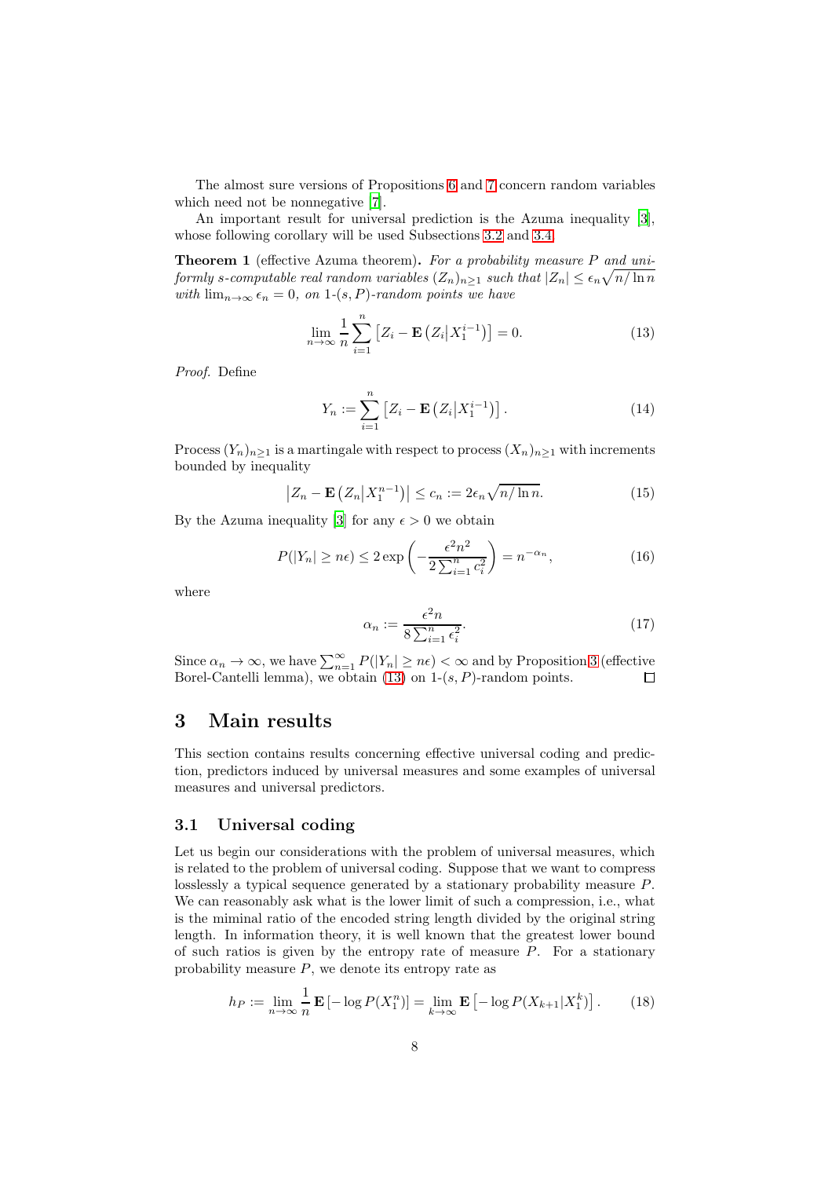The almost sure versions of Propositions 6 and 7 concern random variables which need not be nonnegative [7].

An important result for universal prediction is the Azuma inequality [3], whose following corollary will be used Subsections 3.2 and 3.4.

**Theorem 1** (effective Azuma theorem)**.** *For a probability measure $P$ and uniformly $s$-computable real random variables $(Z_n)_{n\ge 1}$ such that $|Z_n| \le \epsilon_n \sqrt{n/\ln n}$ with $\lim_{n\to\infty} \epsilon_n = 0$, on 1-$(s,P)$-random points we have*

$$\lim_{n\to\infty} \frac{1}{n} \sum_{i=1}^{n} \left[ Z_i - \mathbf{E}\left( Z_i \middle| X_1^{i-1} \right) \right] = 0. \tag{13}$$

*Proof.* Define

$$Y_n := \sum_{i=1}^{n} \left[ Z_i - \mathbf{E}\left( Z_i \middle| X_1^{i-1} \right) \right]. \tag{14}$$

Process $(Y_n)_{n\ge 1}$ is a martingale with respect to process $(X_n)_{n\ge 1}$ with increments bounded by inequality

$$\left| Z_n - \mathbf{E}\left( Z_n \middle| X_1^{n-1} \right) \right| \le c_n := 2\epsilon_n \sqrt{n/\ln n}. \tag{15}$$

By the Azuma inequality [3] for any $\epsilon > 0$ we obtain

$$P(|Y_n| \ge n\epsilon) \le 2 \exp\left( -\frac{\epsilon^2 n^2}{2 \sum_{i=1}^{n} c_i^2} \right) = n^{-\alpha_n}, \tag{16}$$

where

$$\alpha_n := \frac{\epsilon^2 n}{8 \sum_{i=1}^{n} \epsilon_i^2}. \tag{17}$$

Since $\alpha_n \to \infty$, we have $\sum_{n=1}^{\infty} P(|Y_n| \ge n\epsilon) < \infty$ and by Proposition 3 (effective Borel-Cantelli lemma), we obtain (13) on 1-$(s,P)$-random points. □

# 3 Main results

This section contains results concerning effective universal coding and prediction, predictors induced by universal measures and some examples of universal measures and universal predictors.

## 3.1 Universal coding

Let us begin our considerations with the problem of universal measures, which is related to the problem of universal coding. Suppose that we want to compress losslessly a typical sequence generated by a stationary probability measure $P$. We can reasonably ask what is the lower limit of such a compression, i.e., what is the miminal ratio of the encoded string length divided by the original string length. In information theory, it is well known that the greatest lower bound of such ratios is given by the entropy rate of measure $P$. For a stationary probability measure $P$, we denote its entropy rate as

$$h_P := \lim_{n\to\infty} \frac{1}{n} \mathbf{E}\left[ -\log P(X_1^n) \right] = \lim_{k\to\infty} \mathbf{E}\left[ -\log P(X_{k+1}|X_1^k) \right]. \tag{18}$$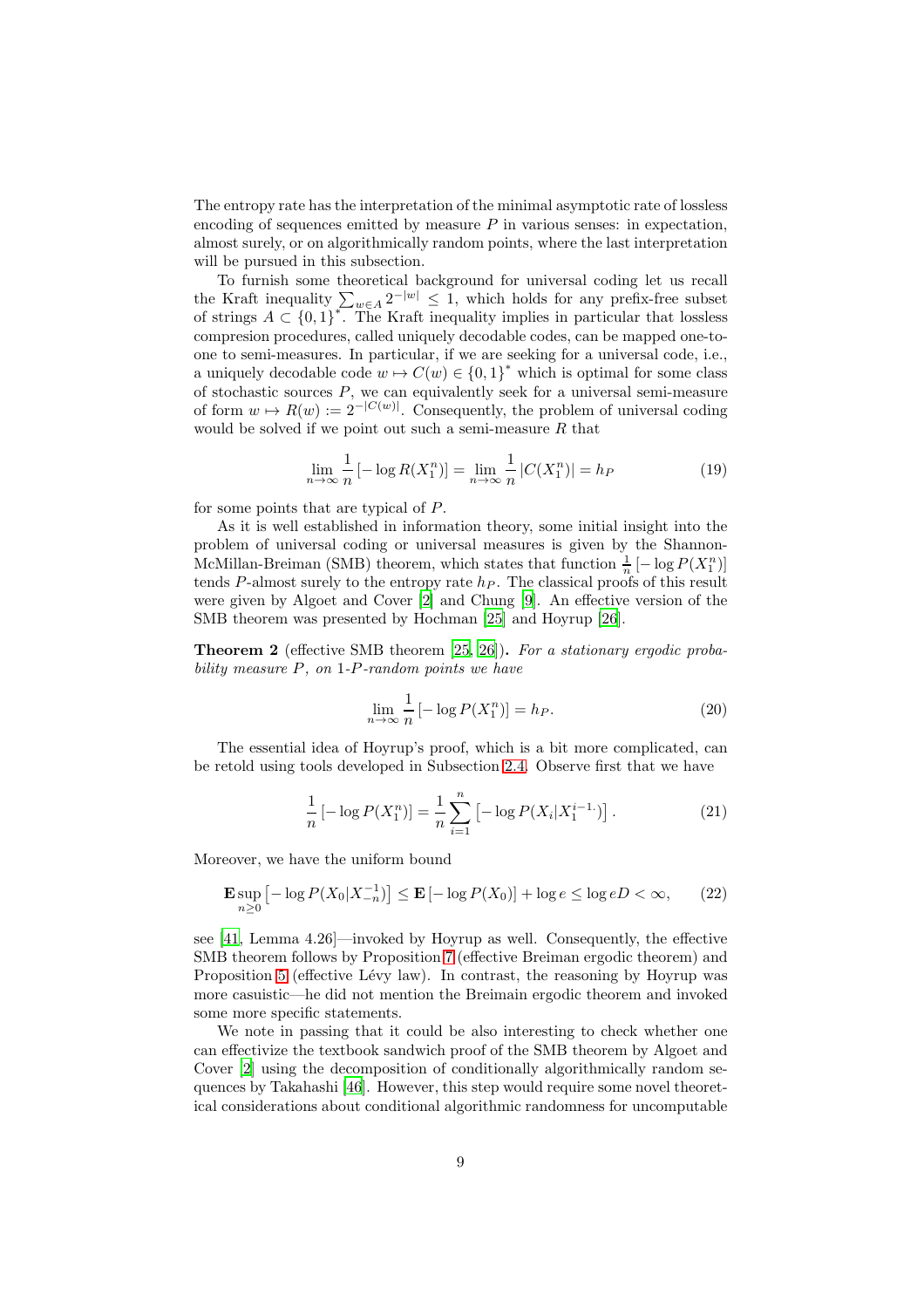The entropy rate has the interpretation of the minimal asymptotic rate of lossless encoding of sequences emitted by measure $P$ in various senses: in expectation, almost surely, or on algorithmically random points, where the last interpretation will be pursued in this subsection.

To furnish some theoretical background for universal coding let us recall the Kraft inequality $\sum_{w\in A} 2^{-|w|} \le 1$, which holds for any prefix-free subset of strings $A \subset \{0,1\}^*$. The Kraft inequality implies in particular that lossless compresion procedures, called uniquely decodable codes, can be mapped one-to-one to semi-measures. In particular, if we are seeking for a universal code, i.e., a uniquely decodable code $w \mapsto C(w) \in \{0,1\}^*$ which is optimal for some class of stochastic sources $P$, we can equivalently seek for a universal semi-measure of form $w \mapsto R(w) := 2^{-|C(w)|}$. Consequently, the problem of universal coding would be solved if we point out such a semi-measure $R$ that

$$\lim_{n\to\infty} \frac{1}{n} \left[-\log R(X_1^n)\right] = \lim_{n\to\infty} \frac{1}{n} \left|C(X_1^n)\right| = h_P \tag{19}$$

for some points that are typical of $P$.

As it is well established in information theory, some initial insight into the problem of universal coding or universal measures is given by the Shannon-McMillan-Breiman (SMB) theorem, which states that function $\frac{1}{n}\left[-\log P(X_1^n)\right]$ tends $P$-almost surely to the entropy rate $h_P$. The classical proofs of this result were given by Algoet and Cover [2] and Chung [9]. An effective version of the SMB theorem was presented by Hochman [25] and Hoyrup [26].

**Theorem 2** (effective SMB theorem [25, 26])**.** *For a stationary ergodic probability measure $P$, on 1-$P$-random points we have*

$$\lim_{n\to\infty} \frac{1}{n} \left[-\log P(X_1^n)\right] = h_P. \tag{20}$$

The essential idea of Hoyrup's proof, which is a bit more complicated, can be retold using tools developed in Subsection 2.4. Observe first that we have

$$\frac{1}{n} \left[-\log P(X_1^n)\right] = \frac{1}{n} \sum_{i=1}^{n} \left[-\log P(X_i|X_1^{i-1\cdot})\right]. \tag{21}$$

Moreover, we have the uniform bound

$$\mathbf{E} \sup_{n\ge 0} \left[-\log P(X_0|X_{-n}^{-1})\right] \le \mathbf{E}\left[-\log P(X_0)\right] + \log e \le \log eD < \infty, \tag{22}$$

see [41, Lemma 4.26]—invoked by Hoyrup as well. Consequently, the effective SMB theorem follows by Proposition 7 (effective Breiman ergodic theorem) and Proposition 5 (effective Lévy law). In contrast, the reasoning by Hoyrup was more casuistic—he did not mention the Breimain ergodic theorem and invoked some more specific statements.

We note in passing that it could be also interesting to check whether one can effectivize the textbook sandwich proof of the SMB theorem by Algoet and Cover [2] using the decomposition of conditionally algorithmically random sequences by Takahashi [46]. However, this step would require some novel theoretical considerations about conditional algorithmic randomness for uncomputable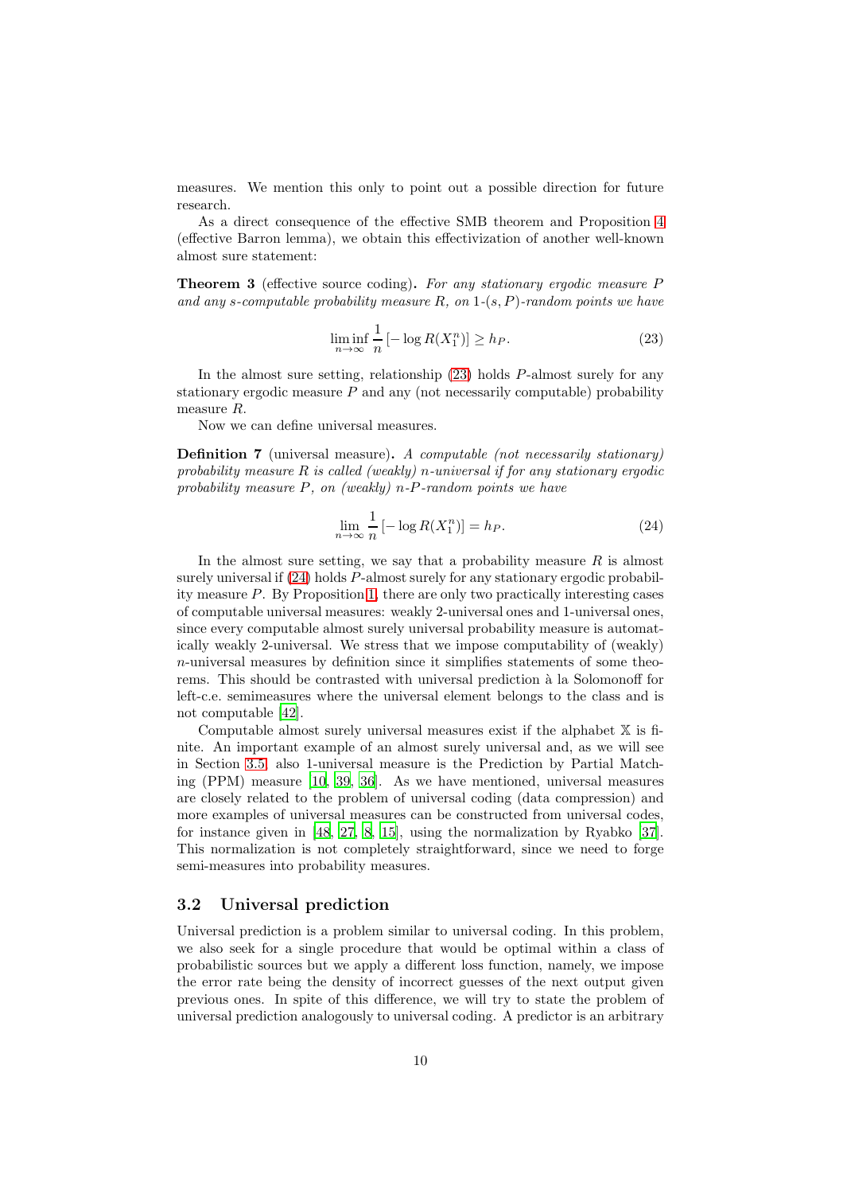measures. We mention this only to point out a possible direction for future research.

As a direct consequence of the effective SMB theorem and Proposition 4 (effective Barron lemma), we obtain this effectivization of another well-known almost sure statement:

**Theorem 3** (effective source coding)**.** *For any stationary ergodic measure $P$ and any s-computable probability measure $R$, on 1-$(s,P)$-random points we have*

$$\liminf_{n\to\infty} \frac{1}{n}\left[-\log R(X_1^n)\right] \ge h_P. \tag{23}$$

In the almost sure setting, relationship (23) holds $P$-almost surely for any stationary ergodic measure $P$ and any (not necessarily computable) probability measure $R$.

Now we can define universal measures.

**Definition 7** (universal measure)**.** *A computable (not necessarily stationary) probability measure $R$ is called (weakly) $n$-universal if for any stationary ergodic probability measure $P$, on (weakly) $n$-$P$-random points we have*

$$\lim_{n\to\infty} \frac{1}{n}\left[-\log R(X_1^n)\right] = h_P. \tag{24}$$

In the almost sure setting, we say that a probability measure $R$ is almost surely universal if (24) holds $P$-almost surely for any stationary ergodic probability measure $P$. By Proposition 1, there are only two practically interesting cases of computable universal measures: weakly 2-universal ones and 1-universal ones, since every computable almost surely universal probability measure is automatically weakly 2-universal. We stress that we impose computability of (weakly) $n$-universal measures by definition since it simplifies statements of some theorems. This should be contrasted with universal prediction à la Solomonoff for left-c.e. semimeasures where the universal element belongs to the class and is not computable [42].

Computable almost surely universal measures exist if the alphabet $\mathbb{X}$ is finite. An important example of an almost surely universal and, as we will see in Section 3.5, also 1-universal measure is the Prediction by Partial Matching (PPM) measure [10, 39, 36]. As we have mentioned, universal measures are closely related to the problem of universal coding (data compression) and more examples of universal measures can be constructed from universal codes, for instance given in [48, 27, 8, 15], using the normalization by Ryabko [37]. This normalization is not completely straightforward, since we need to forge semi-measures into probability measures.

## 3.2 Universal prediction

Universal prediction is a problem similar to universal coding. In this problem, we also seek for a single procedure that would be optimal within a class of probabilistic sources but we apply a different loss function, namely, we impose the error rate being the density of incorrect guesses of the next output given previous ones. In spite of this difference, we will try to state the problem of universal prediction analogously to universal coding. A predictor is an arbitrary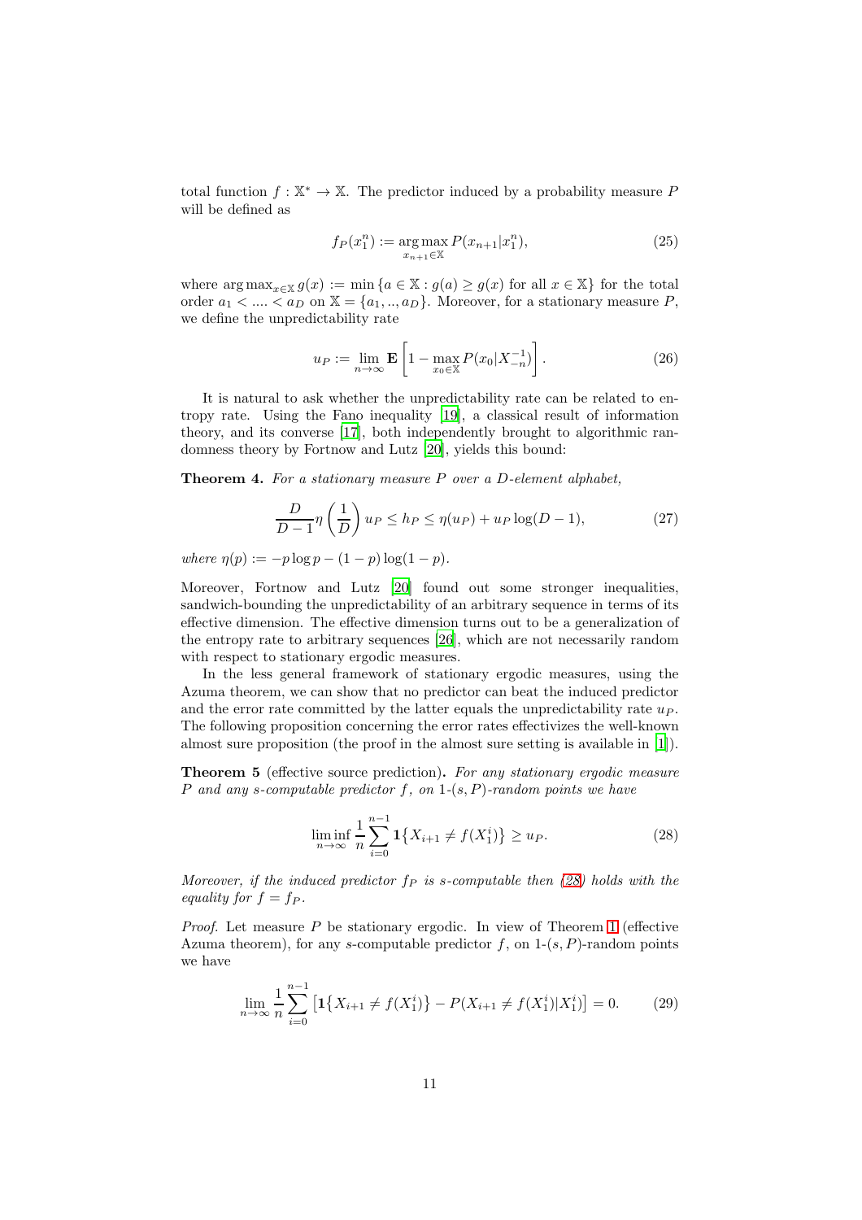total function $f : \mathbb{X}^* \to \mathbb{X}$. The predictor induced by a probability measure $P$ will be defined as

$$f_P(x_1^n) := \operatorname*{arg\,max}_{x_{n+1} \in \mathbb{X}} P(x_{n+1}|x_1^n), \tag{25}$$

where $\operatorname{arg\,max}_{x \in \mathbb{X}} g(x) := \min \{a \in \mathbb{X} : g(a) \geq g(x) \text{ for all } x \in \mathbb{X}\}$ for the total order $a_1 < .... < a_D$ on $\mathbb{X} = \{a_1, .., a_D\}$. Moreover, for a stationary measure $P$, we define the unpredictability rate

$$u_P := \lim_{n \to \infty} \mathbf{E} \left[ 1 - \max_{x_0 \in \mathbb{X}} P(x_0|X_{-n}^{-1}) \right]. \tag{26}$$

It is natural to ask whether the unpredictability rate can be related to entropy rate. Using the Fano inequality [19], a classical result of information theory, and its converse [17], both independently brought to algorithmic randomness theory by Fortnow and Lutz [20], yields this bound:

**Theorem 4.** *For a stationary measure $P$ over a $D$-element alphabet,*

$$\frac{D}{D-1} \eta \left( \frac{1}{D} \right) u_P \leq h_P \leq \eta(u_P) + u_P \log(D-1), \tag{27}$$

*where $\eta(p) := -p \log p - (1-p) \log(1-p)$.*

Moreover, Fortnow and Lutz [20] found out some stronger inequalities, sandwich-bounding the unpredictability of an arbitrary sequence in terms of its effective dimension. The effective dimension turns out to be a generalization of the entropy rate to arbitrary sequences [26], which are not necessarily random with respect to stationary ergodic measures.

In the less general framework of stationary ergodic measures, using the Azuma theorem, we can show that no predictor can beat the induced predictor and the error rate committed by the latter equals the unpredictability rate $u_P$. The following proposition concerning the error rates effectivizes the well-known almost sure proposition (the proof in the almost sure setting is available in [1]).

**Theorem 5** (effective source prediction)**.** *For any stationary ergodic measure $P$ and any $s$-computable predictor $f$, on 1-$(s, P)$-random points we have*

$$\liminf_{n \to \infty} \frac{1}{n} \sum_{i=0}^{n-1} \mathbf{1}\{X_{i+1} \neq f(X_1^i)\} \geq u_P. \tag{28}$$

*Moreover, if the induced predictor $f_P$ is $s$-computable then (28) holds with the equality for $f = f_P$.*

*Proof.* Let measure $P$ be stationary ergodic. In view of Theorem 1 (effective Azuma theorem), for any $s$-computable predictor $f$, on 1-$(s, P)$-random points we have

$$\lim_{n \to \infty} \frac{1}{n} \sum_{i=0}^{n-1} \left[ \mathbf{1}\{X_{i+1} \neq f(X_1^i)\} - P(X_{i+1} \neq f(X_1^i)|X_1^i) \right] = 0. \tag{29}$$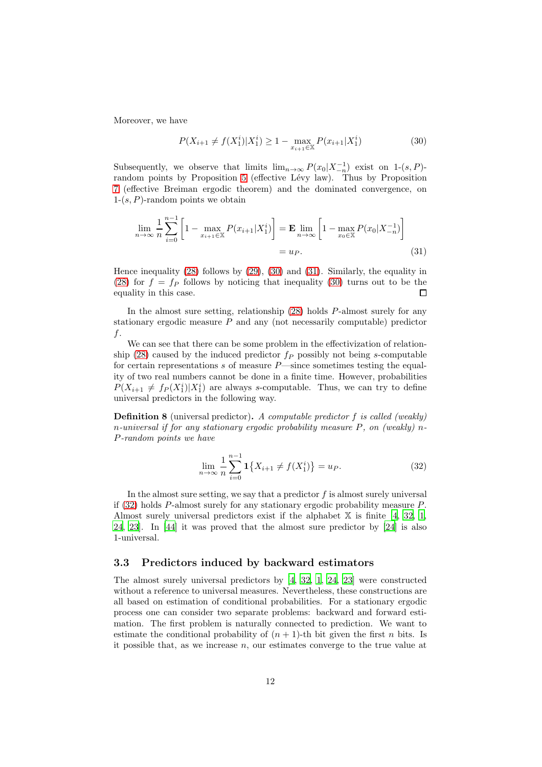Moreover, we have

$$P(X_{i+1} \neq f(X_1^i)|X_1^i) \geq 1 - \max_{x_{i+1} \in \mathbb{X}} P(x_{i+1}|X_1^i) \tag{30}$$

Subsequently, we observe that limits $\lim_{n\to\infty} P(x_0|X_{-n}^{-1})$ exist on 1-$(s,P)$-random points by Proposition 5 (effective Lévy law). Thus by Proposition 7 (effective Breiman ergodic theorem) and the dominated convergence, on 1-$(s,P)$-random points we obtain

$$\begin{aligned}\lim_{n\to\infty} \frac{1}{n} \sum_{i=0}^{n-1} \left[1 - \max_{x_{i+1} \in \mathbb{X}} P(x_{i+1}|X_1^i)\right] &= \mathbf{E} \lim_{n\to\infty} \left[1 - \max_{x_0 \in \mathbb{X}} P(x_0|X_{-n}^{-1})\right] \\ &= u_P. \end{aligned} \tag{31}$$

Hence inequality (28) follows by (29), (30) and (31). Similarly, the equality in (28) for $f = f_P$ follows by noticing that inequality (30) turns out to be the equality in this case. □

In the almost sure setting, relationship (28) holds $P$-almost surely for any stationary ergodic measure $P$ and any (not necessarily computable) predictor $f$.

We can see that there can be some problem in the effectivization of relationship (28) caused by the induced predictor $f_P$ possibly not being $s$-computable for certain representations $s$ of measure $P$—since sometimes testing the equality of two real numbers cannot be done in a finite time. However, probabilities $P(X_{i+1} \neq f_P(X_1^i)|X_1^i)$ are always $s$-computable. Thus, we can try to define universal predictors in the following way.

**Definition 8** (universal predictor)**.** *A computable predictor $f$ is called (weakly) $n$-universal if for any stationary ergodic probability measure $P$, on (weakly) $n$-$P$-random points we have*

$$\lim_{n\to\infty} \frac{1}{n} \sum_{i=0}^{n-1} \mathbf{1}\{X_{i+1} \neq f(X_1^i)\} = u_P. \tag{32}$$

In the almost sure setting, we say that a predictor $f$ is almost surely universal if (32) holds $P$-almost surely for any stationary ergodic probability measure $P$. Almost surely universal predictors exist if the alphabet $\mathbb{X}$ is finite [4, 32, 1, 24, 23]. In [44] it was proved that the almost sure predictor by [24] is also 1-universal.

### 3.3 Predictors induced by backward estimators

The almost surely universal predictors by [4, 32, 1, 24, 23] were constructed without a reference to universal measures. Nevertheless, these constructions are all based on estimation of conditional probabilities. For a stationary ergodic process one can consider two separate problems: backward and forward estimation. The first problem is naturally connected to prediction. We want to estimate the conditional probability of $(n+1)$-th bit given the first $n$ bits. Is it possible that, as we increase $n$, our estimates converge to the true value at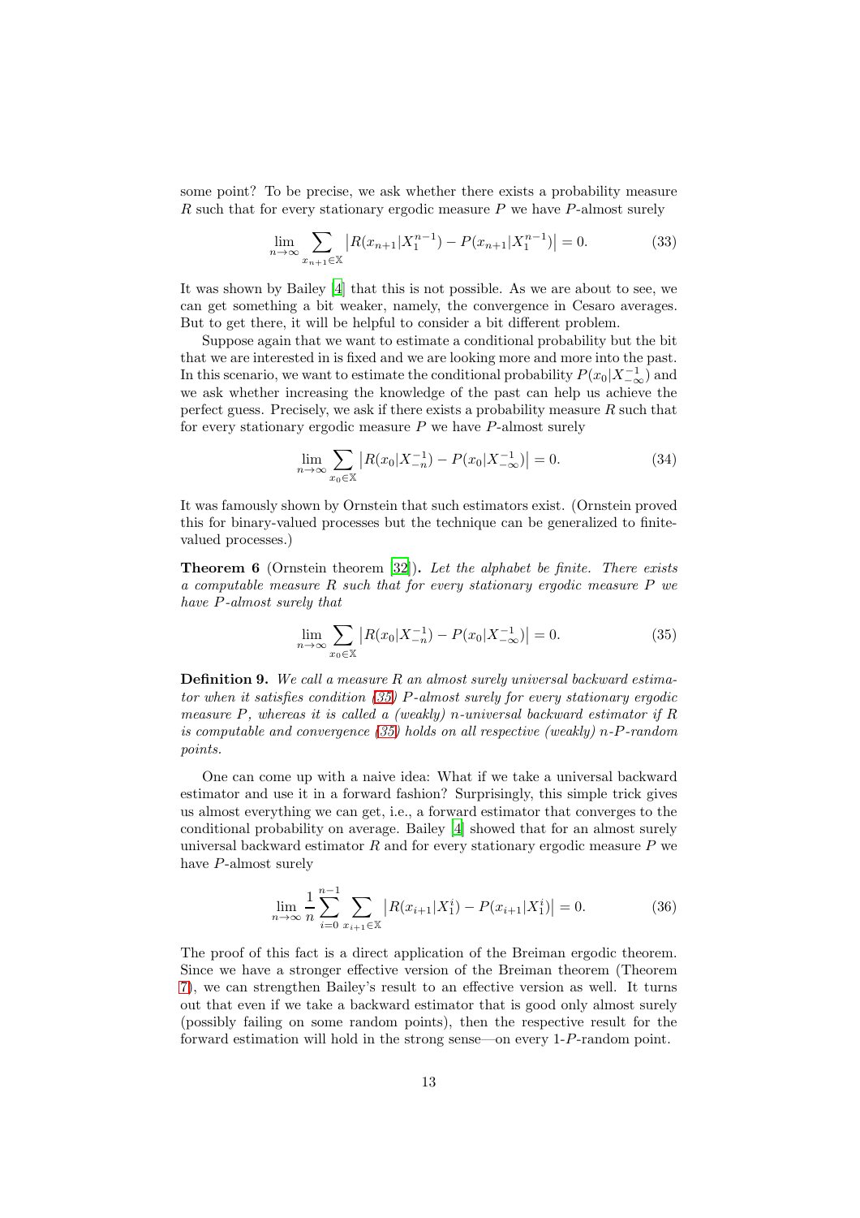some point? To be precise, we ask whether there exists a probability measure $R$ such that for every stationary ergodic measure $P$ we have $P$-almost surely

$$\lim_{n\to\infty} \sum_{x_{n+1}\in\mathbb{X}} \left|R(x_{n+1}|X_1^{n-1}) - P(x_{n+1}|X_1^{n-1})\right| = 0. \tag{33}$$

It was shown by Bailey [4] that this is not possible. As we are about to see, we can get something a bit weaker, namely, the convergence in Cesaro averages. But to get there, it will be helpful to consider a bit different problem.

Suppose again that we want to estimate a conditional probability but the bit that we are interested in is fixed and we are looking more and more into the past. In this scenario, we want to estimate the conditional probability $P(x_0|X_{-\infty}^{-1})$ and we ask whether increasing the knowledge of the past can help us achieve the perfect guess. Precisely, we ask if there exists a probability measure $R$ such that for every stationary ergodic measure $P$ we have $P$-almost surely

$$\lim_{n\to\infty} \sum_{x_0\in\mathbb{X}} \left|R(x_0|X_{-n}^{-1}) - P(x_0|X_{-\infty}^{-1})\right| = 0. \tag{34}$$

It was famously shown by Ornstein that such estimators exist. (Ornstein proved this for binary-valued processes but the technique can be generalized to finite-valued processes.)

**Theorem 6** (Ornstein theorem [32]). *Let the alphabet be finite. There exists a computable measure $R$ such that for every stationary ergodic measure $P$ we have $P$-almost surely that*

$$\lim_{n\to\infty} \sum_{x_0\in\mathbb{X}} \left|R(x_0|X_{-n}^{-1}) - P(x_0|X_{-\infty}^{-1})\right| = 0. \tag{35}$$

**Definition 9.** *We call a measure $R$ an almost surely universal backward estimator when it satisfies condition (35) $P$-almost surely for every stationary ergodic measure $P$, whereas it is called a (weakly) $n$-universal backward estimator if $R$ is computable and convergence (35) holds on all respective (weakly) $n$-$P$-random points.*

One can come up with a naive idea: What if we take a universal backward estimator and use it in a forward fashion? Surprisingly, this simple trick gives us almost everything we can get, i.e., a forward estimator that converges to the conditional probability on average. Bailey [4] showed that for an almost surely universal backward estimator $R$ and for every stationary ergodic measure $P$ we have $P$-almost surely

$$\lim_{n\to\infty} \frac{1}{n} \sum_{i=0}^{n-1} \sum_{x_{i+1}\in\mathbb{X}} \left|R(x_{i+1}|X_1^i) - P(x_{i+1}|X_1^i)\right| = 0. \tag{36}$$

The proof of this fact is a direct application of the Breiman ergodic theorem. Since we have a stronger effective version of the Breiman theorem (Theorem 7), we can strengthen Bailey's result to an effective version as well. It turns out that even if we take a backward estimator that is good only almost surely (possibly failing on some random points), then the respective result for the forward estimation will hold in the strong sense—on every 1-$P$-random point.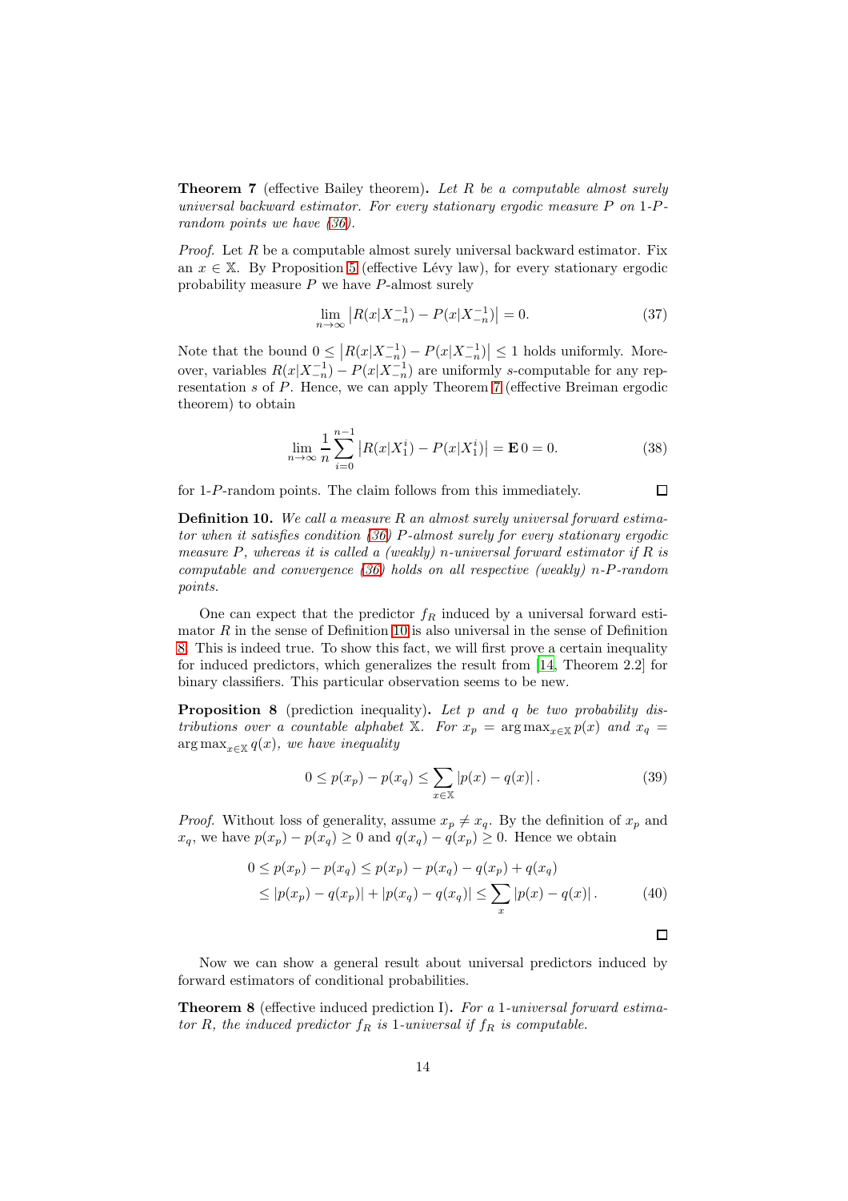**Theorem 7** (effective Bailey theorem)**.** *Let $R$ be a computable almost surely universal backward estimator. For every stationary ergodic measure $P$ on 1-$P$-random points we have (36).*

*Proof.* Let $R$ be a computable almost surely universal backward estimator. Fix an $x \in \mathbb{X}$. By Proposition 5 (effective Lévy law), for every stationary ergodic probability measure $P$ we have $P$-almost surely

$$\lim_{n\to\infty} \left|R(x|X_{-n}^{-1}) - P(x|X_{-n}^{-1})\right| = 0. \tag{37}$$

Note that the bound $0 \le \left|R(x|X_{-n}^{-1}) - P(x|X_{-n}^{-1})\right| \le 1$ holds uniformly. Moreover, variables $R(x|X_{-n}^{-1}) - P(x|X_{-n}^{-1})$ are uniformly $s$-computable for any representation $s$ of $P$. Hence, we can apply Theorem 7 (effective Breiman ergodic theorem) to obtain

$$\lim_{n\to\infty} \frac{1}{n}\sum_{i=0}^{n-1} \left|R(x|X_1^{i}) - P(x|X_1^{i})\right| = \mathbf{E}\,0 = 0. \tag{38}$$

for 1-$P$-random points. The claim follows from this immediately. □

**Definition 10.** *We call a measure $R$ an almost surely universal forward estimator when it satisfies condition (36) $P$-almost surely for every stationary ergodic measure $P$, whereas it is called a (weakly) $n$-universal forward estimator if $R$ is computable and convergence (36) holds on all respective (weakly) $n$-$P$-random points.*

One can expect that the predictor $f_R$ induced by a universal forward estimator $R$ in the sense of Definition 10 is also universal in the sense of Definition 8. This is indeed true. To show this fact, we will first prove a certain inequality for induced predictors, which generalizes the result from [14, Theorem 2.2] for binary classifiers. This particular observation seems to be new.

**Proposition 8** (prediction inequality)**.** *Let $p$ and $q$ be two probability distributions over a countable alphabet $\mathbb{X}$. For $x_p = \arg\max_{x\in\mathbb{X}} p(x)$ and $x_q = \arg\max_{x\in\mathbb{X}} q(x)$, we have inequality*

$$0 \le p(x_p) - p(x_q) \le \sum_{x\in\mathbb{X}} |p(x) - q(x)|\,. \tag{39}$$

*Proof.* Without loss of generality, assume $x_p \ne x_q$. By the definition of $x_p$ and $x_q$, we have $p(x_p) - p(x_q) \ge 0$ and $q(x_q) - q(x_p) \ge 0$. Hence we obtain

$$\begin{aligned}
0 \le p(x_p) - p(x_q) &\le p(x_p) - p(x_q) - q(x_p) + q(x_q) \\
&\le |p(x_p) - q(x_p)| + |p(x_q) - q(x_q)| \le \sum_{x} |p(x) - q(x)|\,.
\end{aligned} \tag{40}$$

□

Now we can show a general result about universal predictors induced by forward estimators of conditional probabilities.

**Theorem 8** (effective induced prediction I)**.** *For a 1-universal forward estimator $R$, the induced predictor $f_R$ is 1-universal if $f_R$ is computable.*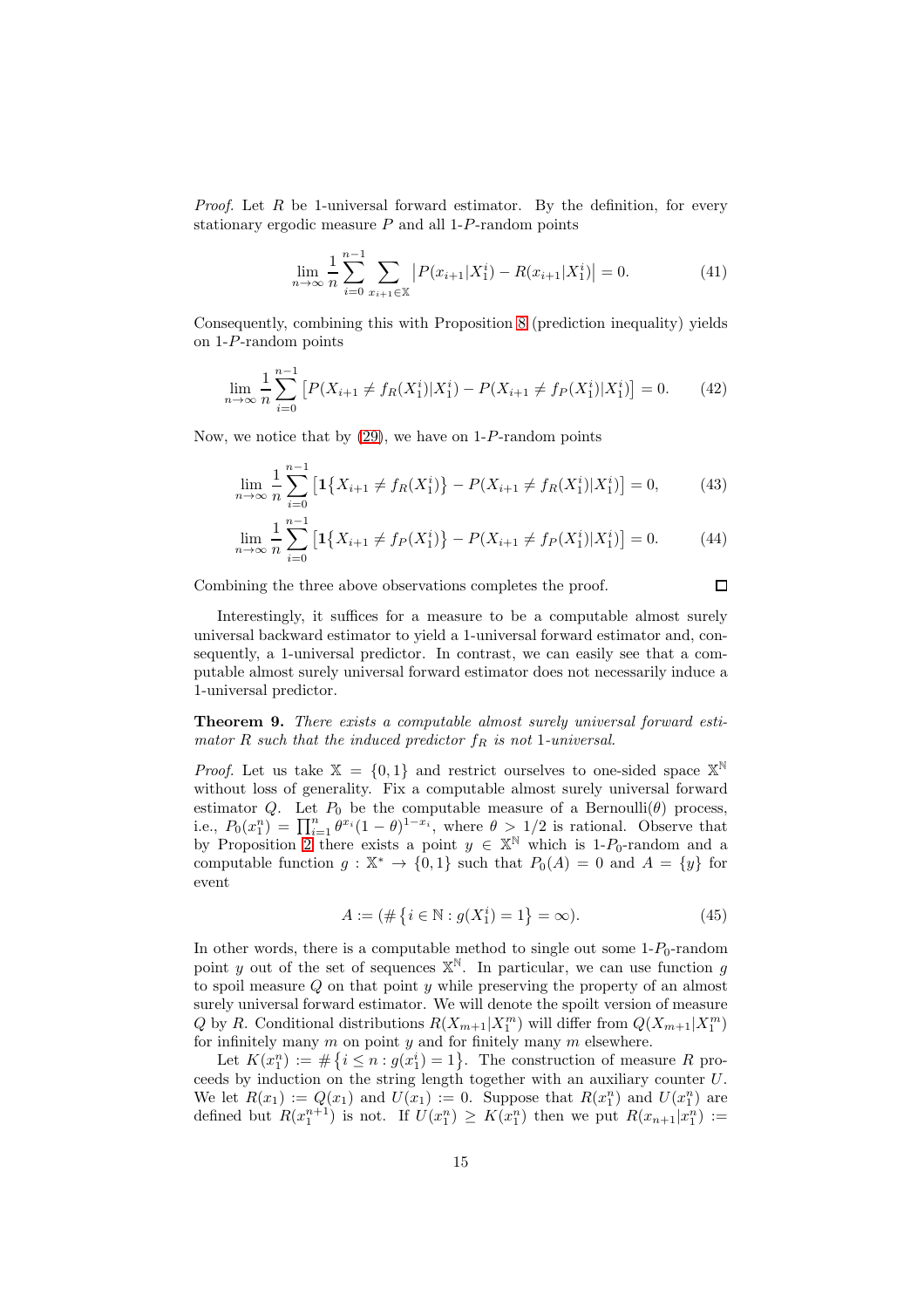*Proof.* Let $R$ be 1-universal forward estimator. By the definition, for every stationary ergodic measure $P$ and all 1-$P$-random points

$$\lim_{n\to\infty} \frac{1}{n} \sum_{i=0}^{n-1} \sum_{x_{i+1}\in\mathbb{X}} \left|P(x_{i+1}|X_1^i) - R(x_{i+1}|X_1^i)\right| = 0. \tag{41}$$

Consequently, combining this with Proposition 8 (prediction inequality) yields on 1-$P$-random points

$$\lim_{n\to\infty} \frac{1}{n} \sum_{i=0}^{n-1} \left[P(X_{i+1} \neq f_R(X_1^i)|X_1^i) - P(X_{i+1} \neq f_P(X_1^i)|X_1^i)\right] = 0. \tag{42}$$

Now, we notice that by (29), we have on 1-$P$-random points

$$\lim_{n\to\infty} \frac{1}{n} \sum_{i=0}^{n-1} \left[\mathbf{1}\{X_{i+1} \neq f_R(X_1^i)\} - P(X_{i+1} \neq f_R(X_1^i)|X_1^i)\right] = 0, \tag{43}$$

$$\lim_{n\to\infty} \frac{1}{n} \sum_{i=0}^{n-1} \left[\mathbf{1}\{X_{i+1} \neq f_P(X_1^i)\} - P(X_{i+1} \neq f_P(X_1^i)|X_1^i)\right] = 0. \tag{44}$$

Combining the three above observations completes the proof. □

Interestingly, it suffices for a measure to be a computable almost surely universal backward estimator to yield a 1-universal forward estimator and, consequently, a 1-universal predictor. In contrast, we can easily see that a computable almost surely universal forward estimator does not necessarily induce a 1-universal predictor.

**Theorem 9.** *There exists a computable almost surely universal forward estimator $R$ such that the induced predictor $f_R$ is not 1-universal.*

*Proof.* Let us take $\mathbb{X} = \{0, 1\}$ and restrict ourselves to one-sided space $\mathbb{X}^{\mathbb{N}}$ without loss of generality. Fix a computable almost surely universal forward estimator $Q$. Let $P_0$ be the computable measure of a Bernoulli($\theta$) process, i.e., $P_0(x_1^n) = \prod_{i=1}^n \theta^{x_i}(1-\theta)^{1-x_i}$, where $\theta > 1/2$ is rational. Observe that by Proposition 2 there exists a point $y \in \mathbb{X}^{\mathbb{N}}$ which is 1-$P_0$-random and a computable function $g : \mathbb{X}^* \to \{0, 1\}$ such that $P_0(A) = 0$ and $A = \{y\}$ for event

$$A := (\#\left\{i \in \mathbb{N} : g(X_1^i) = 1\right\} = \infty). \tag{45}$$

In other words, there is a computable method to single out some 1-$P_0$-random point $y$ out of the set of sequences $\mathbb{X}^{\mathbb{N}}$. In particular, we can use function $g$ to spoil measure $Q$ on that point $y$ while preserving the property of an almost surely universal forward estimator. We will denote the spoilt version of measure $Q$ by $R$. Conditional distributions $R(X_{m+1}|X_1^m)$ will differ from $Q(X_{m+1}|X_1^m)$ for infinitely many $m$ on point $y$ and for finitely many $m$ elsewhere.

Let $K(x_1^n) := \#\left\{i \leq n : g(x_1^i) = 1\right\}$. The construction of measure $R$ proceeds by induction on the string length together with an auxiliary counter $U$. We let $R(x_1) := Q(x_1)$ and $U(x_1) := 0$. Suppose that $R(x_1^n)$ and $U(x_1^n)$ are defined but $R(x_1^{n+1})$ is not. If $U(x_1^n) \geq K(x_1^n)$ then we put $R(x_{n+1}|x_1^n) :=$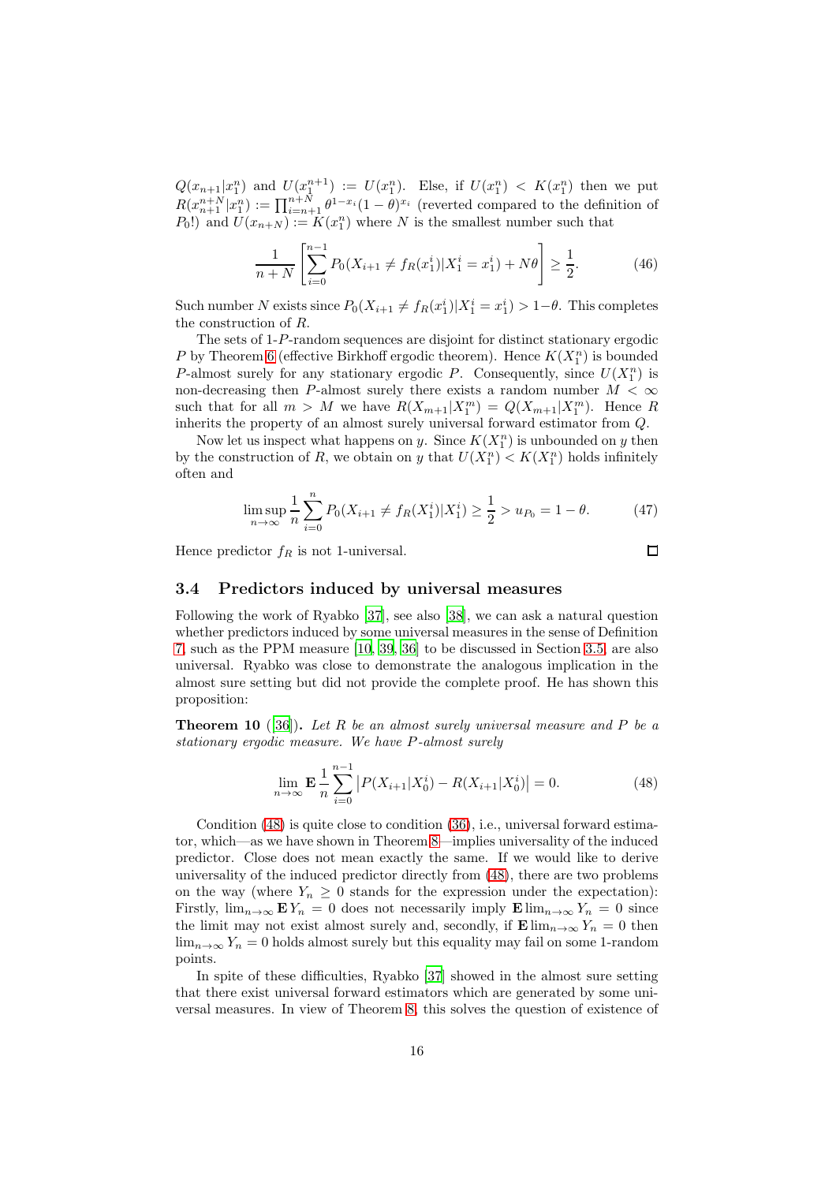$Q(x_{n+1}|x_1^n)$ and $U(x_1^{n+1}) := U(x_1^n)$. Else, if $U(x_1^n) < K(x_1^n)$ then we put $R(x_{n+1}^{n+N}|x_1^n) := \prod_{i=n+1}^{n+N} \theta^{1-x_i}(1-\theta)^{x_i}$ (reverted compared to the definition of $P_0$!) and $U(x_{n+N}) := K(x_1^n)$ where $N$ is the smallest number such that

$$\frac{1}{n+N}\left[\sum_{i=0}^{n-1} P_0(X_{i+1} \neq f_R(x_1^i)|X_1^i = x_1^i) + N\theta\right] \geq \frac{1}{2}. \tag{46}$$

Such number $N$ exists since $P_0(X_{i+1} \neq f_R(x_1^i)|X_1^i = x_1^i) > 1-\theta$. This completes the construction of $R$.

The sets of 1-$P$-random sequences are disjoint for distinct stationary ergodic $P$ by Theorem 6 (effective Birkhoff ergodic theorem). Hence $K(X_1^n)$ is bounded $P$-almost surely for any stationary ergodic $P$. Consequently, since $U(X_1^n)$ is non-decreasing then $P$-almost surely there exists a random number $M < \infty$ such that for all $m > M$ we have $R(X_{m+1}|X_1^m) = Q(X_{m+1}|X_1^m)$. Hence $R$ inherits the property of an almost surely universal forward estimator from $Q$.

Now let us inspect what happens on $y$. Since $K(X_1^n)$ is unbounded on $y$ then by the construction of $R$, we obtain on $y$ that $U(X_1^n) < K(X_1^n)$ holds infinitely often and

$$\limsup_{n\to\infty} \frac{1}{n}\sum_{i=0}^{n} P_0(X_{i+1} \neq f_R(X_1^i)|X_1^i) \geq \frac{1}{2} > u_{P_0} = 1-\theta. \tag{47}$$

Hence predictor $f_R$ is not 1-universal. $\square$

### 3.4 Predictors induced by universal measures

Following the work of Ryabko [37], see also [38], we can ask a natural question whether predictors induced by some universal measures in the sense of Definition 7, such as the PPM measure [10, 39, 36] to be discussed in Section 3.5, are also universal. Ryabko was close to demonstrate the analogous implication in the almost sure setting but did not provide the complete proof. He has shown this proposition:

**Theorem 10** ([36]). *Let $R$ be an almost surely universal measure and $P$ be a stationary ergodic measure. We have $P$-almost surely*

$$\lim_{n\to\infty} \mathbf{E}\,\frac{1}{n}\sum_{i=0}^{n-1} \left|P(X_{i+1}|X_0^i) - R(X_{i+1}|X_0^i)\right| = 0. \tag{48}$$

Condition (48) is quite close to condition (36), i.e., universal forward estimator, which—as we have shown in Theorem 8—implies universality of the induced predictor. Close does not mean exactly the same. If we would like to derive universality of the induced predictor directly from (48), there are two problems on the way (where $Y_n \geq 0$ stands for the expression under the expectation): Firstly, $\lim_{n\to\infty} \mathbf{E}\,Y_n = 0$ does not necessarily imply $\mathbf{E}\lim_{n\to\infty} Y_n = 0$ since the limit may not exist almost surely and, secondly, if $\mathbf{E}\lim_{n\to\infty} Y_n = 0$ then $\lim_{n\to\infty} Y_n = 0$ holds almost surely but this equality may fail on some 1-random points.

In spite of these difficulties, Ryabko [37] showed in the almost sure setting that there exist universal forward estimators which are generated by some universal measures. In view of Theorem 8, this solves the question of existence of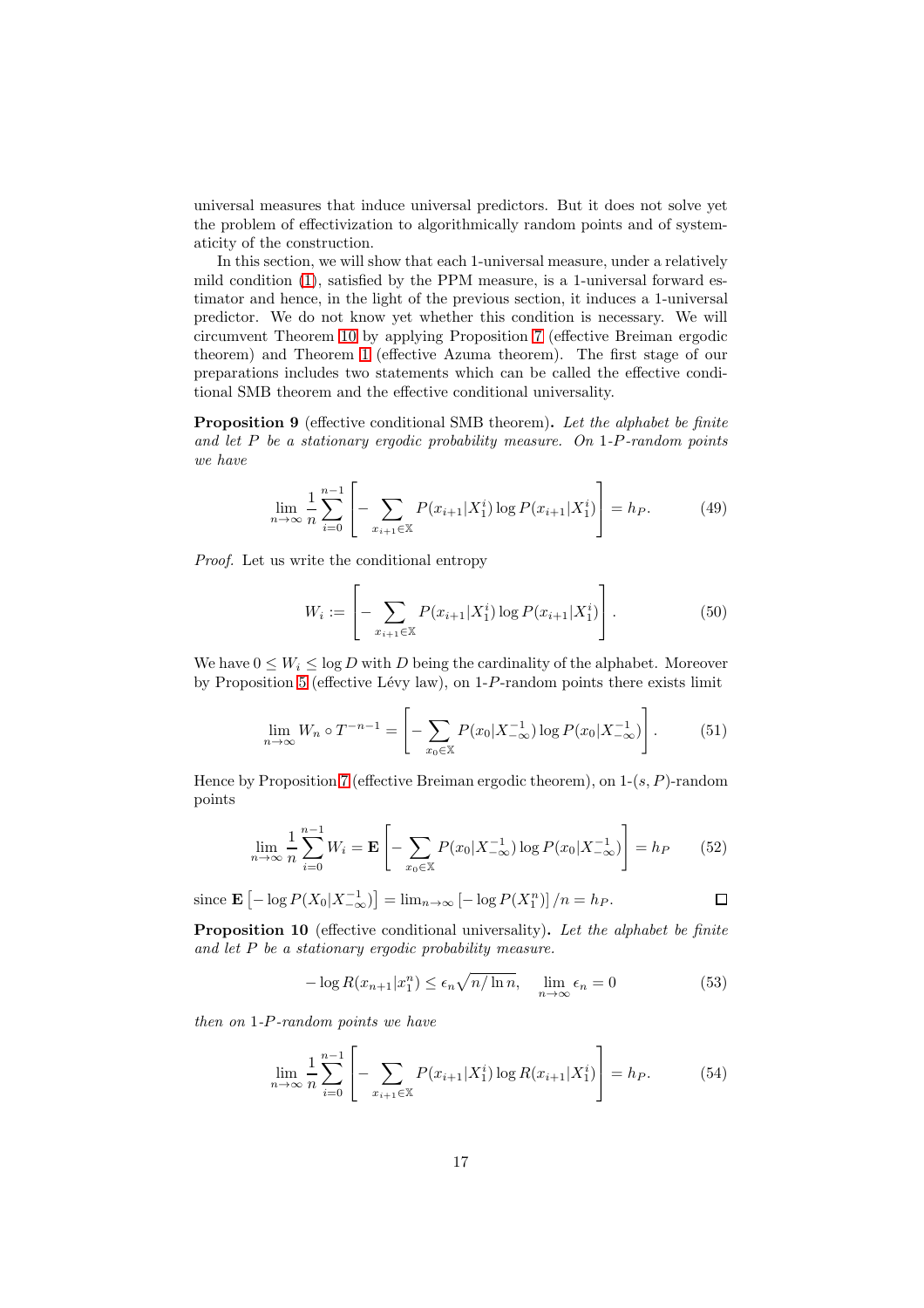universal measures that induce universal predictors. But it does not solve yet the problem of effectivization to algorithmically random points and of systematicity of the construction.

In this section, we will show that each 1-universal measure, under a relatively mild condition (1), satisfied by the PPM measure, is a 1-universal forward estimator and hence, in the light of the previous section, it induces a 1-universal predictor. We do not know yet whether this condition is necessary. We will circumvent Theorem 10 by applying Proposition 7 (effective Breiman ergodic theorem) and Theorem 1 (effective Azuma theorem). The first stage of our preparations includes two statements which can be called the effective conditional SMB theorem and the effective conditional universality.

**Proposition 9** (effective conditional SMB theorem)**.** *Let the alphabet be finite and let $P$ be a stationary ergodic probability measure. On 1-$P$-random points we have*

$$\lim_{n\to\infty} \frac{1}{n} \sum_{i=0}^{n-1} \left[ - \sum_{x_{i+1}\in\mathbb{X}} P(x_{i+1}|X_1^i) \log P(x_{i+1}|X_1^i) \right] = h_P. \tag{49}$$

*Proof.* Let us write the conditional entropy

$$W_i := \left[ - \sum_{x_{i+1}\in\mathbb{X}} P(x_{i+1}|X_1^i) \log P(x_{i+1}|X_1^i) \right]. \tag{50}$$

We have $0 \le W_i \le \log D$ with $D$ being the cardinality of the alphabet. Moreover by Proposition 5 (effective Lévy law), on 1-$P$-random points there exists limit

$$\lim_{n\to\infty} W_n \circ T^{-n-1} = \left[ - \sum_{x_0\in\mathbb{X}} P(x_0|X_{-\infty}^{-1}) \log P(x_0|X_{-\infty}^{-1}) \right]. \tag{51}$$

Hence by Proposition 7 (effective Breiman ergodic theorem), on 1-$(s,P)$-random points

$$\lim_{n\to\infty} \frac{1}{n} \sum_{i=0}^{n-1} W_i = \mathbf{E} \left[ - \sum_{x_0\in\mathbb{X}} P(x_0|X_{-\infty}^{-1}) \log P(x_0|X_{-\infty}^{-1}) \right] = h_P \tag{52}$$

since $\mathbf{E}\left[-\log P(X_0|X_{-\infty}^{-1})\right] = \lim_{n\to\infty} \left[-\log P(X_1^n)\right]/n = h_P$. $\square$

**Proposition 10** (effective conditional universality)**.** *Let the alphabet be finite and let $P$ be a stationary ergodic probability measure.*

$$-\log R(x_{n+1}|x_1^n) \le \epsilon_n \sqrt{n/\ln n}, \quad \lim_{n\to\infty} \epsilon_n = 0 \tag{53}$$

*then on 1-$P$-random points we have*

$$\lim_{n\to\infty} \frac{1}{n} \sum_{i=0}^{n-1} \left[ - \sum_{x_{i+1}\in\mathbb{X}} P(x_{i+1}|X_1^i) \log R(x_{i+1}|X_1^i) \right] = h_P. \tag{54}$$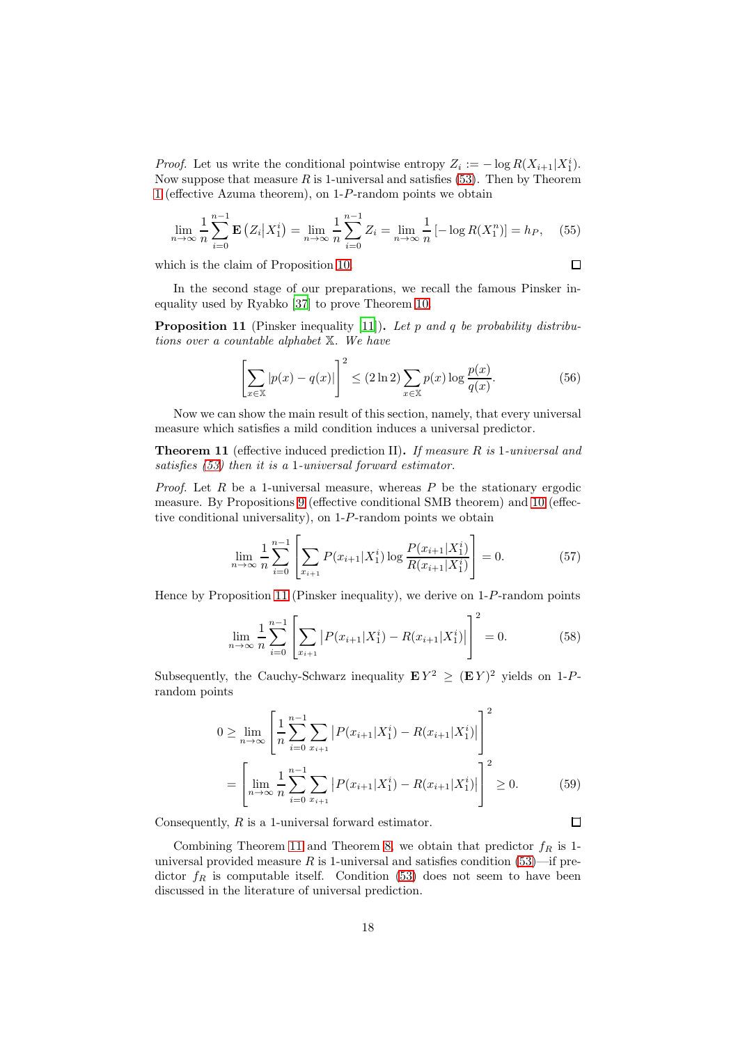*Proof.* Let us write the conditional pointwise entropy $Z_i := -\log R(X_{i+1}|X_1^i)$. Now suppose that measure $R$ is 1-universal and satisfies (53). Then by Theorem 1 (effective Azuma theorem), on 1-$P$-random points we obtain

$$\lim_{n\to\infty} \frac{1}{n}\sum_{i=0}^{n-1} \mathbf{E}\left(Z_i\middle|X_1^i\right) = \lim_{n\to\infty} \frac{1}{n}\sum_{i=0}^{n-1} Z_i = \lim_{n\to\infty} \frac{1}{n}\left[-\log R(X_1^n)\right] = h_P, \tag{55}$$

which is the claim of Proposition 10. □

In the second stage of our preparations, we recall the famous Pinsker inequality used by Ryabko [37] to prove Theorem 10.

**Proposition 11** (Pinsker inequality [11]). *Let $p$ and $q$ be probability distributions over a countable alphabet $\mathbb{X}$. We have*

$$\left[\sum_{x\in\mathbb{X}} |p(x)-q(x)|\right]^2 \le (2\ln 2)\sum_{x\in\mathbb{X}} p(x)\log\frac{p(x)}{q(x)}. \tag{56}$$

Now we can show the main result of this section, namely, that every universal measure which satisfies a mild condition induces a universal predictor.

**Theorem 11** (effective induced prediction II). *If measure $R$ is 1-universal and satisfies (53) then it is a 1-universal forward estimator.*

*Proof.* Let $R$ be a 1-universal measure, whereas $P$ be the stationary ergodic measure. By Propositions 9 (effective conditional SMB theorem) and 10 (effective conditional universality), on 1-$P$-random points we obtain

$$\lim_{n\to\infty} \frac{1}{n}\sum_{i=0}^{n-1} \left[\sum_{x_{i+1}} P(x_{i+1}|X_1^i)\log\frac{P(x_{i+1}|X_1^i)}{R(x_{i+1}|X_1^i)}\right] = 0. \tag{57}$$

Hence by Proposition 11 (Pinsker inequality), we derive on 1-$P$-random points

$$\lim_{n\to\infty} \frac{1}{n}\sum_{i=0}^{n-1} \left[\sum_{x_{i+1}} \left|P(x_{i+1}|X_1^i) - R(x_{i+1}|X_1^i)\right|\right]^2 = 0. \tag{58}$$

Subsequently, the Cauchy-Schwarz inequality $\mathbf{E}\,Y^2 \ge (\mathbf{E}\,Y)^2$ yields on 1-$P$-random points

$$\begin{aligned} 0 &\ge \lim_{n\to\infty} \left[\frac{1}{n}\sum_{i=0}^{n-1}\sum_{x_{i+1}} \left|P(x_{i+1}|X_1^i) - R(x_{i+1}|X_1^i)\right|\right]^2 \\ &= \left[\lim_{n\to\infty} \frac{1}{n}\sum_{i=0}^{n-1}\sum_{x_{i+1}} \left|P(x_{i+1}|X_1^i) - R(x_{i+1}|X_1^i)\right|\right]^2 \ge 0. \end{aligned} \tag{59}$$

Consequently, $R$ is a 1-universal forward estimator. □

Combining Theorem 11 and Theorem 8, we obtain that predictor $f_R$ is 1-universal provided measure $R$ is 1-universal and satisfies condition (53)—if predictor $f_R$ is computable itself. Condition (53) does not seem to have been discussed in the literature of universal prediction.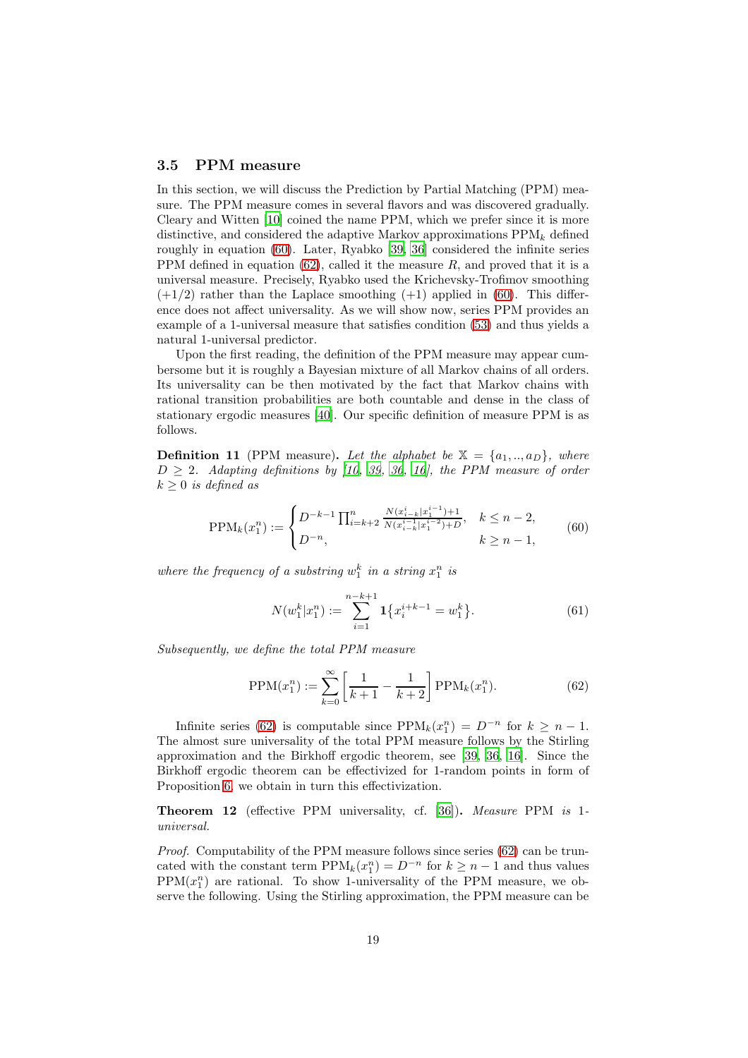### 3.5 PPM measure

In this section, we will discuss the Prediction by Partial Matching (PPM) measure. The PPM measure comes in several flavors and was discovered gradually. Cleary and Witten [10] coined the name PPM, which we prefer since it is more distinctive, and considered the adaptive Markov approximations $\text{PPM}_k$ defined roughly in equation (60). Later, Ryabko [39, 36] considered the infinite series PPM defined in equation (62), called it the measure $R$, and proved that it is a universal measure. Precisely, Ryabko used the Krichevsky-Trofimov smoothing $(+1/2)$ rather than the Laplace smoothing $(+1)$ applied in (60). This difference does not affect universality. As we will show now, series PPM provides an example of a 1-universal measure that satisfies condition (53) and thus yields a natural 1-universal predictor.

Upon the first reading, the definition of the PPM measure may appear cumbersome but it is roughly a Bayesian mixture of all Markov chains of all orders. Its universality can be then motivated by the fact that Markov chains with rational transition probabilities are both countable and dense in the class of stationary ergodic measures [40]. Our specific definition of measure PPM is as follows.

**Definition 11** (PPM measure)**.** *Let the alphabet be $\mathbb{X} = \{a_1, .., a_D\}$, where $D \geq 2$. Adapting definitions by [10, 39, 36, 16], the PPM measure of order $k \geq 0$ is defined as*

$$\text{PPM}_k(x_1^n) := \begin{cases} D^{-k-1} \prod_{i=k+2}^{n} \frac{N(x_{i-k}^{i}|x_1^{i-1})+1}{N(x_{i-k}^{i-1}|x_1^{i-2})+D}, & k \leq n-2, \\ D^{-n}, & k \geq n-1, \end{cases} \tag{60}$$

*where the frequency of a substring $w_1^k$ in a string $x_1^n$ is*

$$N(w_1^k|x_1^n) := \sum_{i=1}^{n-k+1} \mathbf{1}\{x_i^{i+k-1} = w_1^k\}. \tag{61}$$

*Subsequently, we define the total PPM measure*

$$\text{PPM}(x_1^n) := \sum_{k=0}^{\infty} \left[ \frac{1}{k+1} - \frac{1}{k+2} \right] \text{PPM}_k(x_1^n). \tag{62}$$

Infinite series (62) is computable since $\text{PPM}_k(x_1^n) = D^{-n}$ for $k \geq n-1$. The almost sure universality of the total PPM measure follows by the Stirling approximation and the Birkhoff ergodic theorem, see [39, 36, 16]. Since the Birkhoff ergodic theorem can be effectivized for 1-random points in form of Proposition 6, we obtain in turn this effectivization.

**Theorem 12** (effective PPM universality, cf. [36])**.** *Measure* PPM *is 1-universal.*

*Proof.* Computability of the PPM measure follows since series (62) can be truncated with the constant term $\text{PPM}_k(x_1^n) = D^{-n}$ for $k \geq n-1$ and thus values $\text{PPM}(x_1^n)$ are rational. To show 1-universality of the PPM measure, we observe the following. Using the Stirling approximation, the PPM measure can be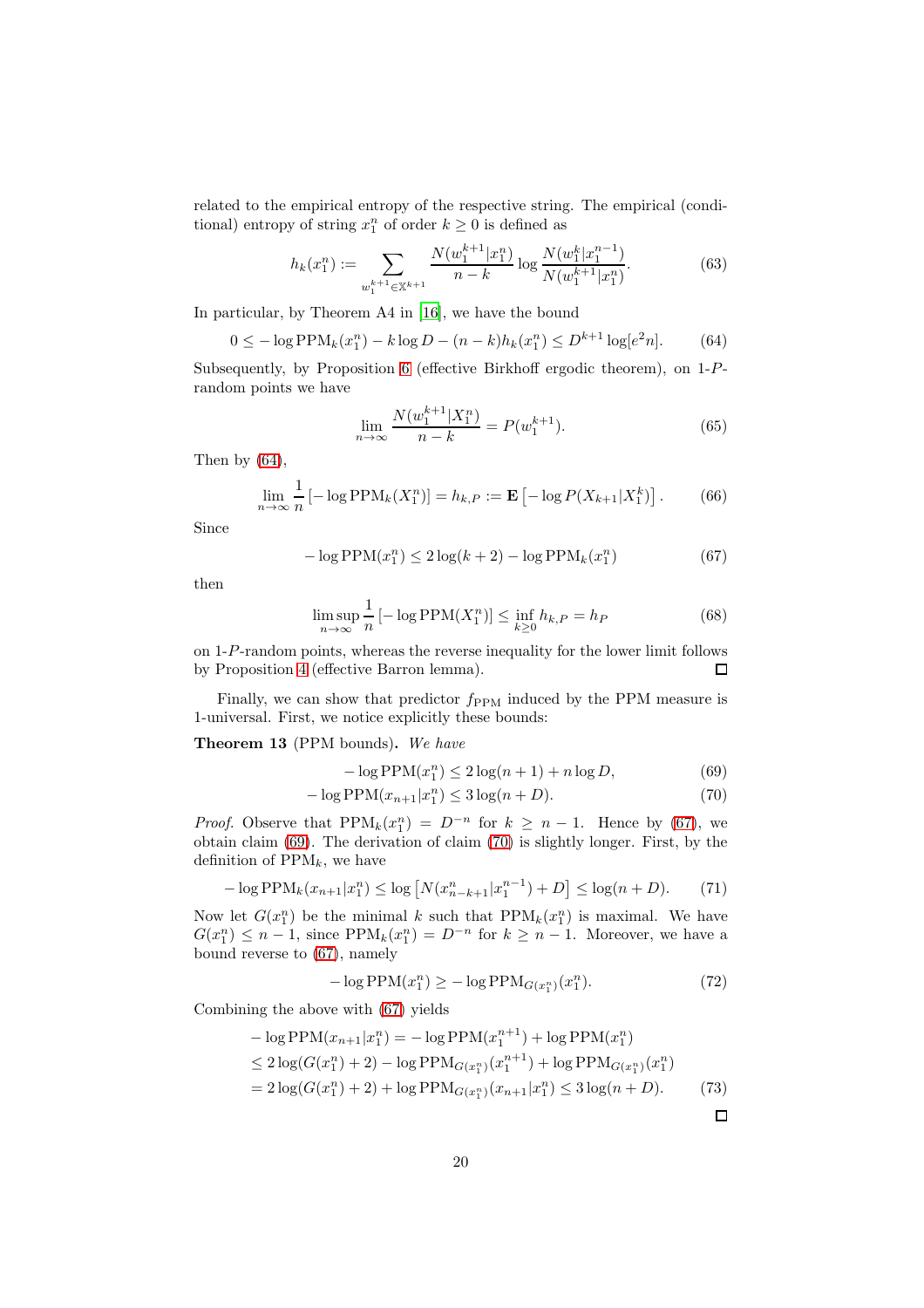related to the empirical entropy of the respective string. The empirical (conditional) entropy of string $x_1^n$ of order $k \ge 0$ is defined as

$$h_k(x_1^n) := \sum_{w_1^{k+1} \in \mathbb{X}^{k+1}} \frac{N(w_1^{k+1}|x_1^n)}{n-k} \log \frac{N(w_1^k|x_1^{n-1})}{N(w_1^{k+1}|x_1^n)}. \tag{63}$$

In particular, by Theorem A4 in [16], we have the bound

$$0 \le -\log \mathrm{PPM}_k(x_1^n) - k \log D - (n-k) h_k(x_1^n) \le D^{k+1} \log[e^2 n]. \tag{64}$$

Subsequently, by Proposition 6 (effective Birkhoff ergodic theorem), on 1-$P$-random points we have

$$\lim_{n\to\infty} \frac{N(w_1^{k+1}|X_1^n)}{n-k} = P(w_1^{k+1}). \tag{65}$$

Then by (64),

$$\lim_{n\to\infty} \frac{1}{n} \left[-\log \mathrm{PPM}_k(X_1^n)\right] = h_{k,P} := \mathbf{E}\left[-\log P(X_{k+1}|X_1^k)\right]. \tag{66}$$

Since

$$-\log \mathrm{PPM}(x_1^n) \le 2\log(k+2) - \log \mathrm{PPM}_k(x_1^n) \tag{67}$$

then

$$\limsup_{n\to\infty} \frac{1}{n} \left[-\log \mathrm{PPM}(X_1^n)\right] \le \inf_{k\ge 0} h_{k,P} = h_P \tag{68}$$

on 1-$P$-random points, whereas the reverse inequality for the lower limit follows by Proposition 4 (effective Barron lemma). □

Finally, we can show that predictor $f_{\mathrm{PPM}}$ induced by the PPM measure is 1-universal. First, we notice explicitly these bounds:

**Theorem 13** (PPM bounds)**.** *We have*

$$-\log \mathrm{PPM}(x_1^n) \le 2\log(n+1) + n \log D, \tag{69}$$

$$-\log \mathrm{PPM}(x_{n+1}|x_1^n) \le 3\log(n+D). \tag{70}$$

*Proof.* Observe that $\mathrm{PPM}_k(x_1^n) = D^{-n}$ for $k \ge n-1$. Hence by (67), we obtain claim (69). The derivation of claim (70) is slightly longer. First, by the definition of $\mathrm{PPM}_k$, we have

$$-\log \mathrm{PPM}_k(x_{n+1}|x_1^n) \le \log\left[N(x_{n-k+1}^n|x_1^{n-1}) + D\right] \le \log(n+D). \tag{71}$$

Now let $G(x_1^n)$ be the minimal $k$ such that $\mathrm{PPM}_k(x_1^n)$ is maximal. We have $G(x_1^n) \le n-1$, since $\mathrm{PPM}_k(x_1^n) = D^{-n}$ for $k \ge n-1$. Moreover, we have a bound reverse to (67), namely

$$-\log \mathrm{PPM}(x_1^n) \ge -\log \mathrm{PPM}_{G(x_1^n)}(x_1^n). \tag{72}$$

Combining the above with (67) yields

$$\begin{aligned}
&-\log \mathrm{PPM}(x_{n+1}|x_1^n) = -\log \mathrm{PPM}(x_1^{n+1}) + \log \mathrm{PPM}(x_1^n) \\
&\le 2\log(G(x_1^n)+2) - \log \mathrm{PPM}_{G(x_1^n)}(x_1^{n+1}) + \log \mathrm{PPM}_{G(x_1^n)}(x_1^n) \\
&= 2\log(G(x_1^n)+2) + \log \mathrm{PPM}_{G(x_1^n)}(x_{n+1}|x_1^n) \le 3\log(n+D).
\end{aligned} \tag{73}$$

□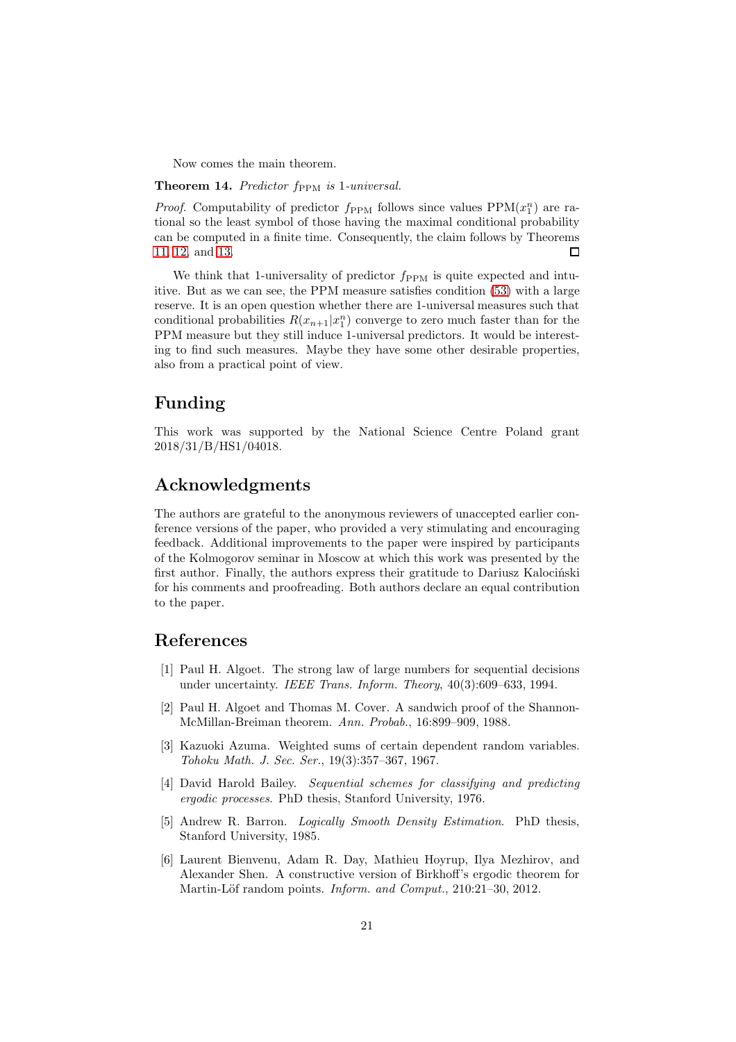Now comes the main theorem.

**Theorem 14.** *Predictor $f_{\text{PPM}}$ is 1-universal.*

*Proof.* Computability of predictor $f_{\text{PPM}}$ follows since values $\text{PPM}(x_1^n)$ are rational so the least symbol of those having the maximal conditional probability can be computed in a finite time. Consequently, the claim follows by Theorems 11, 12, and 13. □

We think that 1-universality of predictor $f_{\text{PPM}}$ is quite expected and intuitive. But as we can see, the PPM measure satisfies condition (53) with a large reserve. It is an open question whether there are 1-universal measures such that conditional probabilities $R(x_{n+1}|x_1^n)$ converge to zero much faster than for the PPM measure but they still induce 1-universal predictors. It would be interesting to find such measures. Maybe they have some other desirable properties, also from a practical point of view.

## Funding

This work was supported by the National Science Centre Poland grant 2018/31/B/HS1/04018.

## Acknowledgments

The authors are grateful to the anonymous reviewers of unaccepted earlier conference versions of the paper, who provided a very stimulating and encouraging feedback. Additional improvements to the paper were inspired by participants of the Kolmogorov seminar in Moscow at which this work was presented by the first author. Finally, the authors express their gratitude to Dariusz Kalociński for his comments and proofreading. Both authors declare an equal contribution to the paper.

## References

[1] Paul H. Algoet. The strong law of large numbers for sequential decisions under uncertainty. *IEEE Trans. Inform. Theory*, 40(3):609–633, 1994.

[2] Paul H. Algoet and Thomas M. Cover. A sandwich proof of the Shannon-McMillan-Breiman theorem. *Ann. Probab.*, 16:899–909, 1988.

[3] Kazuoki Azuma. Weighted sums of certain dependent random variables. *Tohoku Math. J. Sec. Ser.*, 19(3):357–367, 1967.

[4] David Harold Bailey. *Sequential schemes for classifying and predicting ergodic processes*. PhD thesis, Stanford University, 1976.

[5] Andrew R. Barron. *Logically Smooth Density Estimation*. PhD thesis, Stanford University, 1985.

[6] Laurent Bienvenu, Adam R. Day, Mathieu Hoyrup, Ilya Mezhirov, and Alexander Shen. A constructive version of Birkhoff's ergodic theorem for Martin-Löf random points. *Inform. and Comput.*, 210:21–30, 2012.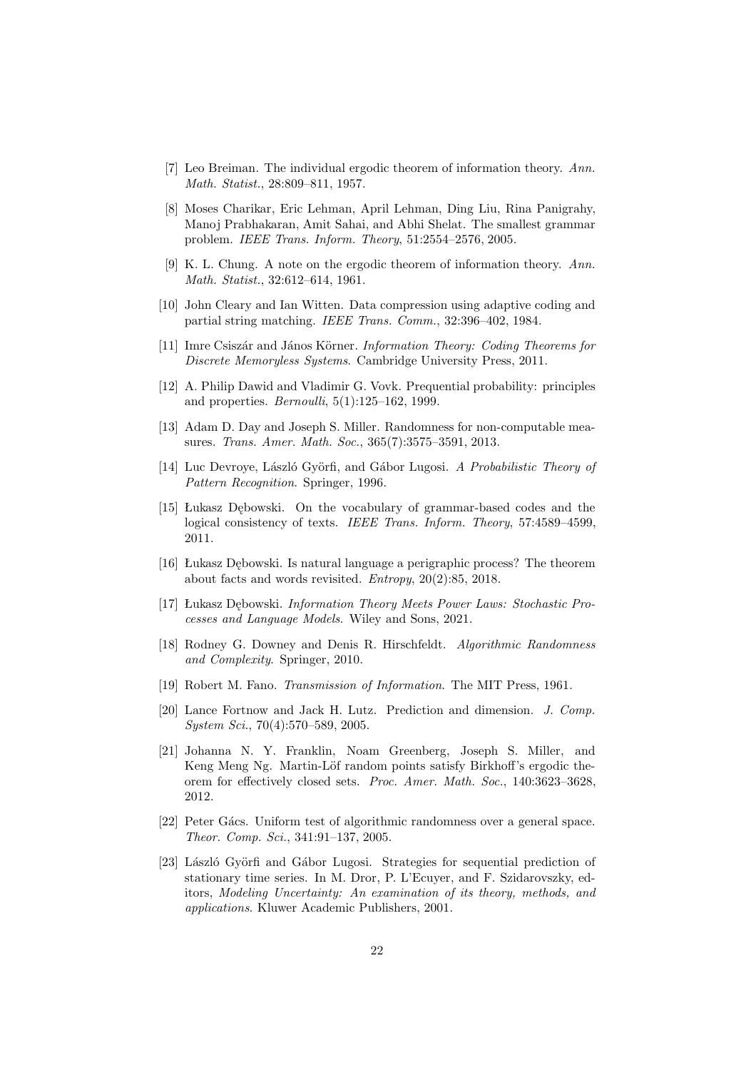[7] Leo Breiman. The individual ergodic theorem of information theory. *Ann. Math. Statist.*, 28:809–811, 1957.

[8] Moses Charikar, Eric Lehman, April Lehman, Ding Liu, Rina Panigrahy, Manoj Prabhakaran, Amit Sahai, and Abhi Shelat. The smallest grammar problem. *IEEE Trans. Inform. Theory*, 51:2554–2576, 2005.

[9] K. L. Chung. A note on the ergodic theorem of information theory. *Ann. Math. Statist.*, 32:612–614, 1961.

[10] John Cleary and Ian Witten. Data compression using adaptive coding and partial string matching. *IEEE Trans. Comm.*, 32:396–402, 1984.

[11] Imre Csiszár and János Körner. *Information Theory: Coding Theorems for Discrete Memoryless Systems*. Cambridge University Press, 2011.

[12] A. Philip Dawid and Vladimir G. Vovk. Prequential probability: principles and properties. *Bernoulli*, 5(1):125–162, 1999.

[13] Adam D. Day and Joseph S. Miller. Randomness for non-computable measures. *Trans. Amer. Math. Soc.*, 365(7):3575–3591, 2013.

[14] Luc Devroye, László Györfi, and Gábor Lugosi. *A Probabilistic Theory of Pattern Recognition*. Springer, 1996.

[15] Łukasz Dębowski. On the vocabulary of grammar-based codes and the logical consistency of texts. *IEEE Trans. Inform. Theory*, 57:4589–4599, 2011.

[16] Łukasz Dębowski. Is natural language a perigraphic process? The theorem about facts and words revisited. *Entropy*, 20(2):85, 2018.

[17] Łukasz Dębowski. *Information Theory Meets Power Laws: Stochastic Processes and Language Models*. Wiley and Sons, 2021.

[18] Rodney G. Downey and Denis R. Hirschfeldt. *Algorithmic Randomness and Complexity*. Springer, 2010.

[19] Robert M. Fano. *Transmission of Information*. The MIT Press, 1961.

[20] Lance Fortnow and Jack H. Lutz. Prediction and dimension. *J. Comp. System Sci.*, 70(4):570–589, 2005.

[21] Johanna N. Y. Franklin, Noam Greenberg, Joseph S. Miller, and Keng Meng Ng. Martin-Löf random points satisfy Birkhoff's ergodic theorem for effectively closed sets. *Proc. Amer. Math. Soc.*, 140:3623–3628, 2012.

[22] Peter Gács. Uniform test of algorithmic randomness over a general space. *Theor. Comp. Sci.*, 341:91–137, 2005.

[23] László Györfi and Gábor Lugosi. Strategies for sequential prediction of stationary time series. In M. Dror, P. L'Ecuyer, and F. Szidarovszky, editors, *Modeling Uncertainty: An examination of its theory, methods, and applications*. Kluwer Academic Publishers, 2001.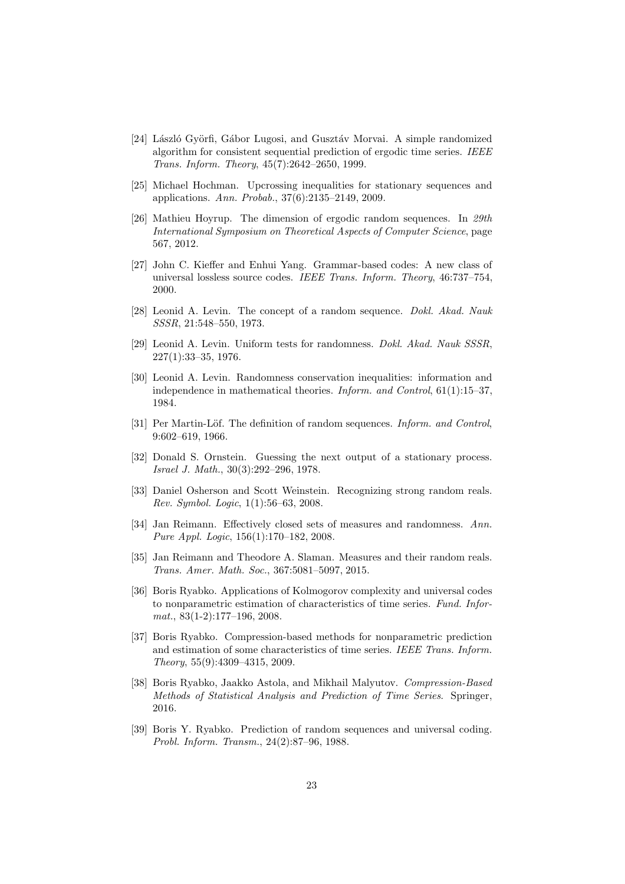[24] László Györfi, Gábor Lugosi, and Gusztáv Morvai. A simple randomized algorithm for consistent sequential prediction of ergodic time series. *IEEE Trans. Inform. Theory*, 45(7):2642–2650, 1999.

[25] Michael Hochman. Upcrossing inequalities for stationary sequences and applications. *Ann. Probab.*, 37(6):2135–2149, 2009.

[26] Mathieu Hoyrup. The dimension of ergodic random sequences. In *29th International Symposium on Theoretical Aspects of Computer Science*, page 567, 2012.

[27] John C. Kieffer and Enhui Yang. Grammar-based codes: A new class of universal lossless source codes. *IEEE Trans. Inform. Theory*, 46:737–754, 2000.

[28] Leonid A. Levin. The concept of a random sequence. *Dokl. Akad. Nauk SSSR*, 21:548–550, 1973.

[29] Leonid A. Levin. Uniform tests for randomness. *Dokl. Akad. Nauk SSSR*, 227(1):33–35, 1976.

[30] Leonid A. Levin. Randomness conservation inequalities: information and independence in mathematical theories. *Inform. and Control*, 61(1):15–37, 1984.

[31] Per Martin-Löf. The definition of random sequences. *Inform. and Control*, 9:602–619, 1966.

[32] Donald S. Ornstein. Guessing the next output of a stationary process. *Israel J. Math.*, 30(3):292–296, 1978.

[33] Daniel Osherson and Scott Weinstein. Recognizing strong random reals. *Rev. Symbol. Logic*, 1(1):56–63, 2008.

[34] Jan Reimann. Effectively closed sets of measures and randomness. *Ann. Pure Appl. Logic*, 156(1):170–182, 2008.

[35] Jan Reimann and Theodore A. Slaman. Measures and their random reals. *Trans. Amer. Math. Soc.*, 367:5081–5097, 2015.

[36] Boris Ryabko. Applications of Kolmogorov complexity and universal codes to nonparametric estimation of characteristics of time series. *Fund. Informat.*, 83(1-2):177–196, 2008.

[37] Boris Ryabko. Compression-based methods for nonparametric prediction and estimation of some characteristics of time series. *IEEE Trans. Inform. Theory*, 55(9):4309–4315, 2009.

[38] Boris Ryabko, Jaakko Astola, and Mikhail Malyutov. *Compression-Based Methods of Statistical Analysis and Prediction of Time Series*. Springer, 2016.

[39] Boris Y. Ryabko. Prediction of random sequences and universal coding. *Probl. Inform. Transm.*, 24(2):87–96, 1988.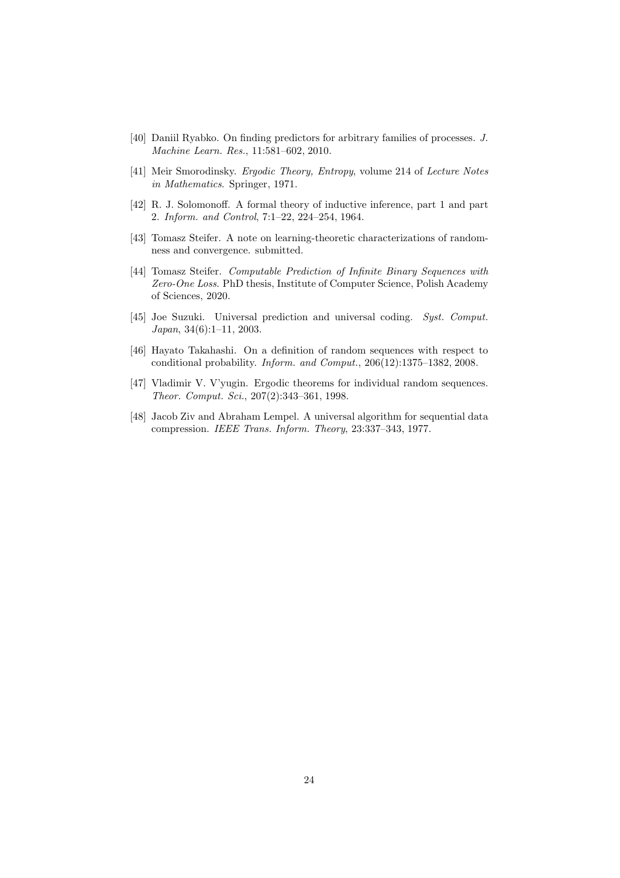[40] Daniil Ryabko. On finding predictors for arbitrary families of processes. *J. Machine Learn. Res.*, 11:581–602, 2010.

[41] Meir Smorodinsky. *Ergodic Theory, Entropy*, volume 214 of *Lecture Notes in Mathematics*. Springer, 1971.

[42] R. J. Solomonoff. A formal theory of inductive inference, part 1 and part 2. *Inform. and Control*, 7:1–22, 224–254, 1964.

[43] Tomasz Steifer. A note on learning-theoretic characterizations of randomness and convergence. submitted.

[44] Tomasz Steifer. *Computable Prediction of Infinite Binary Sequences with Zero-One Loss*. PhD thesis, Institute of Computer Science, Polish Academy of Sciences, 2020.

[45] Joe Suzuki. Universal prediction and universal coding. *Syst. Comput. Japan*, 34(6):1–11, 2003.

[46] Hayato Takahashi. On a definition of random sequences with respect to conditional probability. *Inform. and Comput.*, 206(12):1375–1382, 2008.

[47] Vladimir V. V'yugin. Ergodic theorems for individual random sequences. *Theor. Comput. Sci.*, 207(2):343–361, 1998.

[48] Jacob Ziv and Abraham Lempel. A universal algorithm for sequential data compression. *IEEE Trans. Inform. Theory*, 23:337–343, 1977.